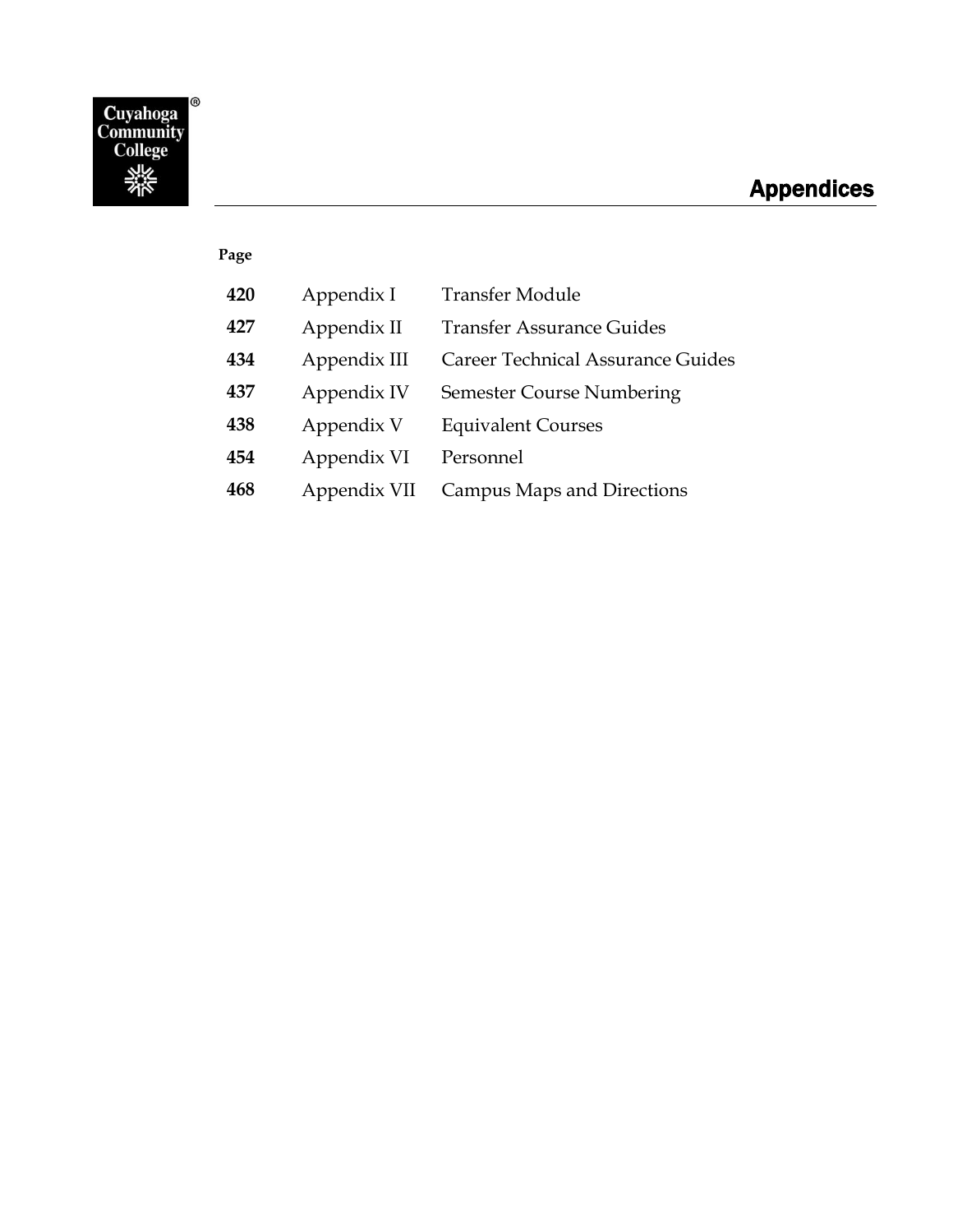# Appendices

| Page | | |
|---|---|---|
| **420** | Appendix I | Transfer Module |
| **427** | Appendix II | Transfer Assurance Guides |
| **434** | Appendix III | Career Technical Assurance Guides |
| **437** | Appendix IV | Semester Course Numbering |
| **438** | Appendix V | Equivalent Courses |
| **454** | Appendix VI | Personnel |
| **468** | Appendix VII | Campus Maps and Directions |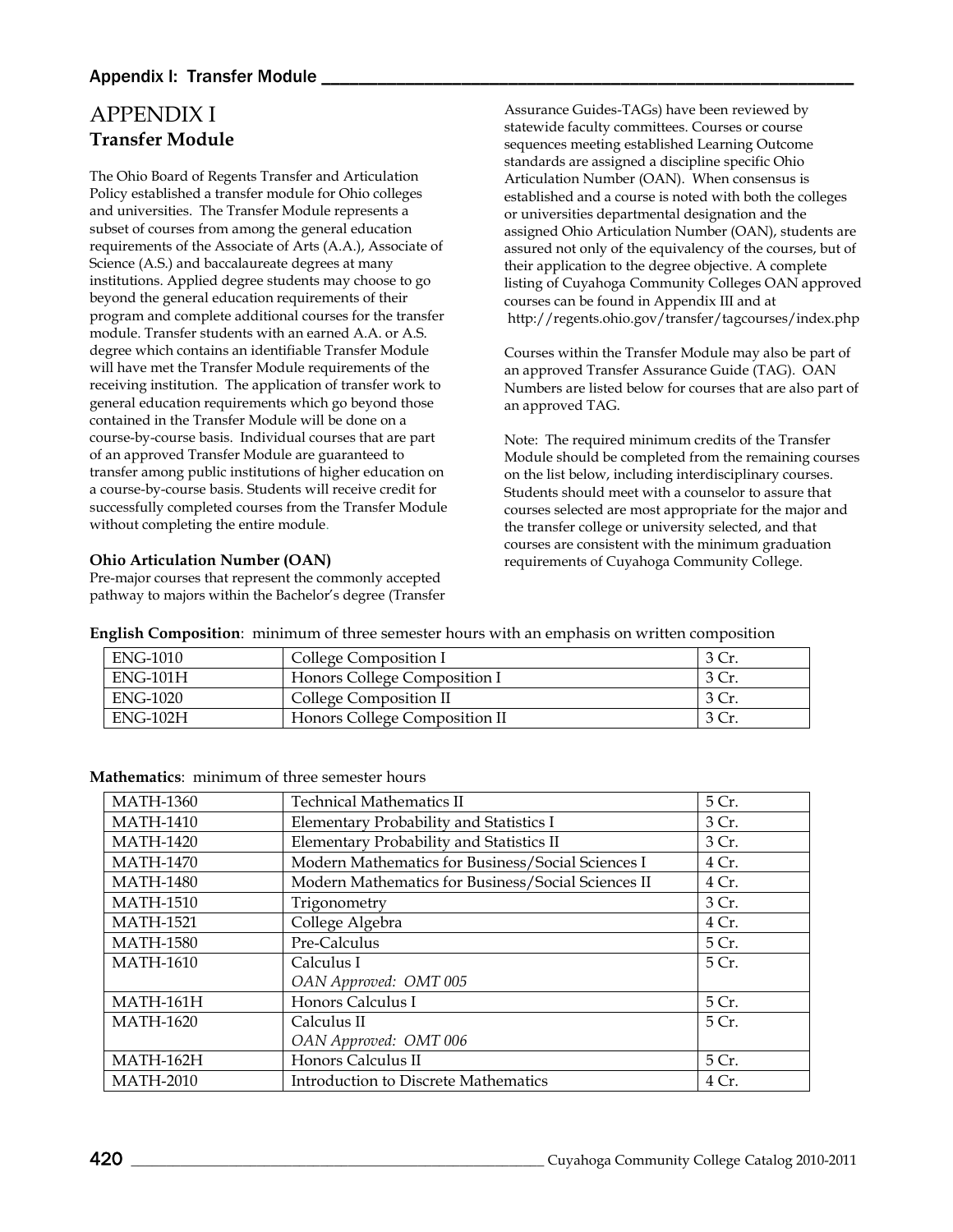# APPENDIX I

## Transfer Module

The Ohio Board of Regents Transfer and Articulation Policy established a transfer module for Ohio colleges and universities. The Transfer Module represents a subset of courses from among the general education requirements of the Associate of Arts (A.A.), Associate of Science (A.S.) and baccalaureate degrees at many institutions. Applied degree students may choose to go beyond the general education requirements of their program and complete additional courses for the transfer module. Transfer students with an earned A.A. or A.S. degree which contains an identifiable Transfer Module will have met the Transfer Module requirements of the receiving institution. The application of transfer work to general education requirements which go beyond those contained in the Transfer Module will be done on a course-by-course basis. Individual courses that are part of an approved Transfer Module are guaranteed to transfer among public institutions of higher education on a course-by-course basis. Students will receive credit for successfully completed courses from the Transfer Module without completing the entire module.

### Ohio Articulation Number (OAN)

Pre-major courses that represent the commonly accepted pathway to majors within the Bachelor's degree (Transfer Assurance Guides-TAGs) have been reviewed by statewide faculty committees. Courses or course sequences meeting established Learning Outcome standards are assigned a discipline specific Ohio Articulation Number (OAN). When consensus is established and a course is noted with both the colleges or universities departmental designation and the assigned Ohio Articulation Number (OAN), students are assured not only of the equivalency of the courses, but of their application to the degree objective. A complete listing of Cuyahoga Community Colleges OAN approved courses can be found in Appendix III and at http://regents.ohio.gov/transfer/tagcourses/index.php

Courses within the Transfer Module may also be part of an approved Transfer Assurance Guide (TAG). OAN Numbers are listed below for courses that are also part of an approved TAG.

Note: The required minimum credits of the Transfer Module should be completed from the remaining courses on the list below, including interdisciplinary courses. Students should meet with a counselor to assure that courses selected are most appropriate for the major and the transfer college or university selected, and that courses are consistent with the minimum graduation requirements of Cuyahoga Community College.

**English Composition**: minimum of three semester hours with an emphasis on written composition

| Course | Title | Credits |
|---|---|---|
| ENG-1010 | College Composition I | 3 Cr. |
| ENG-101H | Honors College Composition I | 3 Cr. |
| ENG-1020 | College Composition II | 3 Cr. |
| ENG-102H | Honors College Composition II | 3 Cr. |

**Mathematics**: minimum of three semester hours

| Course | Title | Credits |
|---|---|---|
| MATH-1360 | Technical Mathematics II | 5 Cr. |
| MATH-1410 | Elementary Probability and Statistics I | 3 Cr. |
| MATH-1420 | Elementary Probability and Statistics II | 3 Cr. |
| MATH-1470 | Modern Mathematics for Business/Social Sciences I | 4 Cr. |
| MATH-1480 | Modern Mathematics for Business/Social Sciences II | 4 Cr. |
| MATH-1510 | Trigonometry | 3 Cr. |
| MATH-1521 | College Algebra | 4 Cr. |
| MATH-1580 | Pre-Calculus | 5 Cr. |
| MATH-1610 | Calculus I<br>*OAN Approved: OMT 005* | 5 Cr. |
| MATH-161H | Honors Calculus I | 5 Cr. |
| MATH-1620 | Calculus II<br>*OAN Approved: OMT 006* | 5 Cr. |
| MATH-162H | Honors Calculus II | 5 Cr. |
| MATH-2010 | Introduction to Discrete Mathematics | 4 Cr. |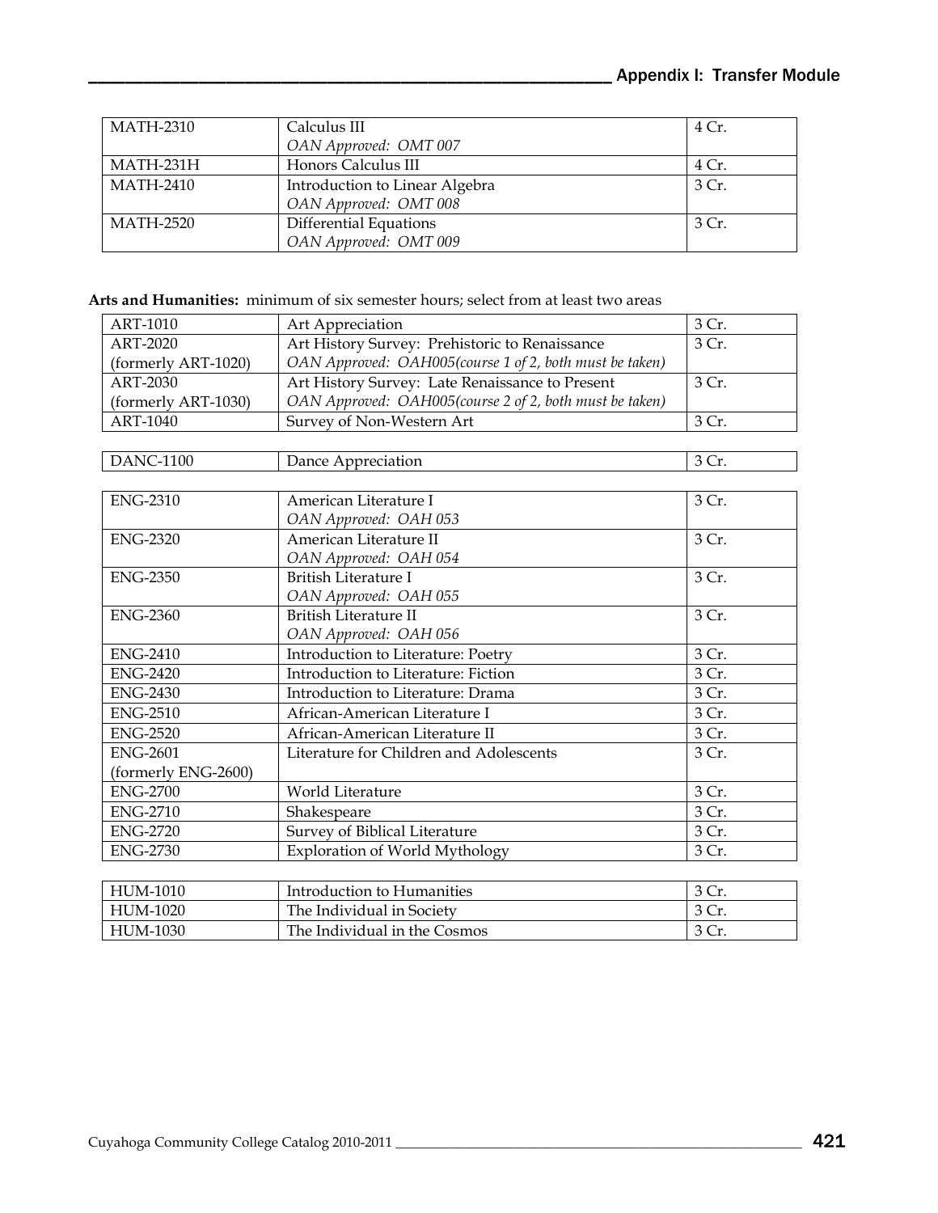| | | |
|---|---|---|
| MATH-2310 | Calculus III<br>*OAN Approved: OMT 007* | 4 Cr. |
| MATH-231H | Honors Calculus III | 4 Cr. |
| MATH-2410 | Introduction to Linear Algebra<br>*OAN Approved: OMT 008* | 3 Cr. |
| MATH-2520 | Differential Equations<br>*OAN Approved: OMT 009* | 3 Cr. |

**Arts and Humanities:** minimum of six semester hours; select from at least two areas

| | | |
|---|---|---|
| ART-1010 | Art Appreciation | 3 Cr. |
| ART-2020<br>(formerly ART-1020) | Art History Survey: Prehistoric to Renaissance<br>*OAN Approved: OAH005(course 1 of 2, both must be taken)* | 3 Cr. |
| ART-2030<br>(formerly ART-1030) | Art History Survey: Late Renaissance to Present<br>*OAN Approved: OAH005(course 2 of 2, both must be taken)* | 3 Cr. |
| ART-1040 | Survey of Non-Western Art | 3 Cr. |

| | | |
|---|---|---|
| DANC-1100 | Dance Appreciation | 3 Cr. |

| | | |
|---|---|---|
| ENG-2310 | American Literature I<br>*OAN Approved: OAH 053* | 3 Cr. |
| ENG-2320 | American Literature II<br>*OAN Approved: OAH 054* | 3 Cr. |
| ENG-2350 | British Literature I<br>*OAN Approved: OAH 055* | 3 Cr. |
| ENG-2360 | British Literature II<br>*OAN Approved: OAH 056* | 3 Cr. |
| ENG-2410 | Introduction to Literature: Poetry | 3 Cr. |
| ENG-2420 | Introduction to Literature: Fiction | 3 Cr. |
| ENG-2430 | Introduction to Literature: Drama | 3 Cr. |
| ENG-2510 | African-American Literature I | 3 Cr. |
| ENG-2520 | African-American Literature II | 3 Cr. |
| ENG-2601<br>(formerly ENG-2600) | Literature for Children and Adolescents | 3 Cr. |
| ENG-2700 | World Literature | 3 Cr. |
| ENG-2710 | Shakespeare | 3 Cr. |
| ENG-2720 | Survey of Biblical Literature | 3 Cr. |
| ENG-2730 | Exploration of World Mythology | 3 Cr. |

| | | |
|---|---|---|
| HUM-1010 | Introduction to Humanities | 3 Cr. |
| HUM-1020 | The Individual in Society | 3 Cr. |
| HUM-1030 | The Individual in the Cosmos | 3 Cr. |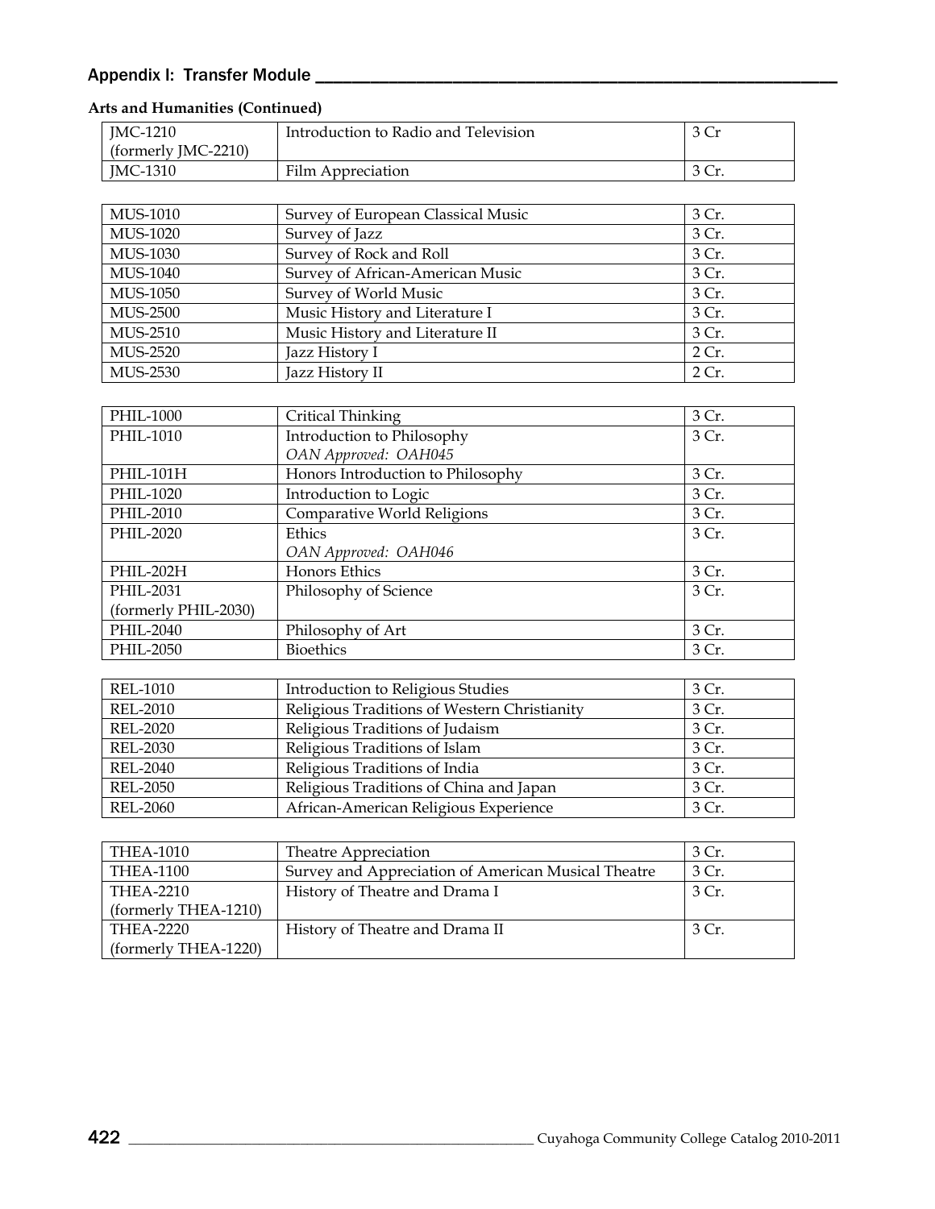**Arts and Humanities (Continued)**

| | | |
|---|---|---|
| JMC-1210 (formerly JMC-2210) | Introduction to Radio and Television | 3 Cr |
| JMC-1310 | Film Appreciation | 3 Cr. |

| | | |
|---|---|---|
| MUS-1010 | Survey of European Classical Music | 3 Cr. |
| MUS-1020 | Survey of Jazz | 3 Cr. |
| MUS-1030 | Survey of Rock and Roll | 3 Cr. |
| MUS-1040 | Survey of African-American Music | 3 Cr. |
| MUS-1050 | Survey of World Music | 3 Cr. |
| MUS-2500 | Music History and Literature I | 3 Cr. |
| MUS-2510 | Music History and Literature II | 3 Cr. |
| MUS-2520 | Jazz History I | 2 Cr. |
| MUS-2530 | Jazz History II | 2 Cr. |

| | | |
|---|---|---|
| PHIL-1000 | Critical Thinking | 3 Cr. |
| PHIL-1010 | Introduction to Philosophy *OAN Approved: OAH045* | 3 Cr. |
| PHIL-101H | Honors Introduction to Philosophy | 3 Cr. |
| PHIL-1020 | Introduction to Logic | 3 Cr. |
| PHIL-2010 | Comparative World Religions | 3 Cr. |
| PHIL-2020 | Ethics *OAN Approved: OAH046* | 3 Cr. |
| PHIL-202H | Honors Ethics | 3 Cr. |
| PHIL-2031 (formerly PHIL-2030) | Philosophy of Science | 3 Cr. |
| PHIL-2040 | Philosophy of Art | 3 Cr. |
| PHIL-2050 | Bioethics | 3 Cr. |

| | | |
|---|---|---|
| REL-1010 | Introduction to Religious Studies | 3 Cr. |
| REL-2010 | Religious Traditions of Western Christianity | 3 Cr. |
| REL-2020 | Religious Traditions of Judaism | 3 Cr. |
| REL-2030 | Religious Traditions of Islam | 3 Cr. |
| REL-2040 | Religious Traditions of India | 3 Cr. |
| REL-2050 | Religious Traditions of China and Japan | 3 Cr. |
| REL-2060 | African-American Religious Experience | 3 Cr. |

| | | |
|---|---|---|
| THEA-1010 | Theatre Appreciation | 3 Cr. |
| THEA-1100 | Survey and Appreciation of American Musical Theatre | 3 Cr. |
| THEA-2210 (formerly THEA-1210) | History of Theatre and Drama I | 3 Cr. |
| THEA-2220 (formerly THEA-1220) | History of Theatre and Drama II | 3 Cr. |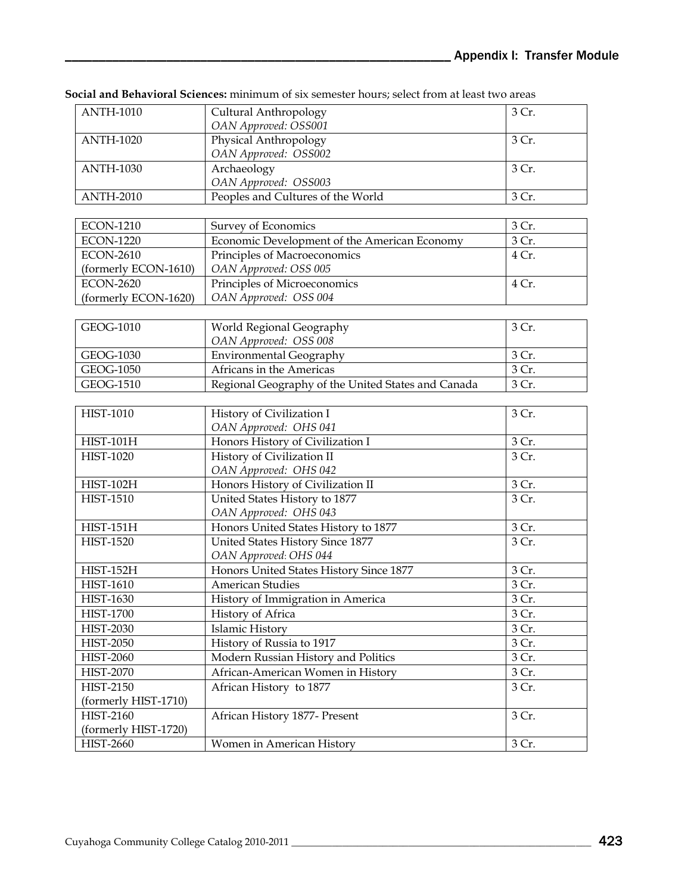**Social and Behavioral Sciences:** minimum of six semester hours; select from at least two areas

| | | |
|---|---|---|
| ANTH-1010 | Cultural Anthropology<br>*OAN Approved: OSS001* | 3 Cr. |
| ANTH-1020 | Physical Anthropology<br>*OAN Approved: OSS002* | 3 Cr. |
| ANTH-1030 | Archaeology<br>*OAN Approved: OSS003* | 3 Cr. |
| ANTH-2010 | Peoples and Cultures of the World | 3 Cr. |

| | | |
|---|---|---|
| ECON-1210 | Survey of Economics | 3 Cr. |
| ECON-1220 | Economic Development of the American Economy | 3 Cr. |
| ECON-2610<br>(formerly ECON-1610) | Principles of Macroeconomics<br>*OAN Approved: OSS 005* | 4 Cr. |
| ECON-2620<br>(formerly ECON-1620) | Principles of Microeconomics<br>*OAN Approved: OSS 004* | 4 Cr. |

| | | |
|---|---|---|
| GEOG-1010 | World Regional Geography<br>*OAN Approved: OSS 008* | 3 Cr. |
| GEOG-1030 | Environmental Geography | 3 Cr. |
| GEOG-1050 | Africans in the Americas | 3 Cr. |
| GEOG-1510 | Regional Geography of the United States and Canada | 3 Cr. |

| | | |
|---|---|---|
| HIST-1010 | History of Civilization I<br>*OAN Approved: OHS 041* | 3 Cr. |
| HIST-101H | Honors History of Civilization I | 3 Cr. |
| HIST-1020 | History of Civilization II<br>*OAN Approved: OHS 042* | 3 Cr. |
| HIST-102H | Honors History of Civilization II | 3 Cr. |
| HIST-1510 | United States History to 1877<br>*OAN Approved: OHS 043* | 3 Cr. |
| HIST-151H | Honors United States History to 1877 | 3 Cr. |
| HIST-1520 | United States History Since 1877<br>*OAN Approved: OHS 044* | 3 Cr. |
| HIST-152H | Honors United States History Since 1877 | 3 Cr. |
| HIST-1610 | American Studies | 3 Cr. |
| HIST-1630 | History of Immigration in America | 3 Cr. |
| HIST-1700 | History of Africa | 3 Cr. |
| HIST-2030 | Islamic History | 3 Cr. |
| HIST-2050 | History of Russia to 1917 | 3 Cr. |
| HIST-2060 | Modern Russian History and Politics | 3 Cr. |
| HIST-2070 | African-American Women in History | 3 Cr. |
| HIST-2150<br>(formerly HIST-1710) | African History to 1877 | 3 Cr. |
| HIST-2160<br>(formerly HIST-1720) | African History 1877- Present | 3 Cr. |
| HIST-2660 | Women in American History | 3 Cr. |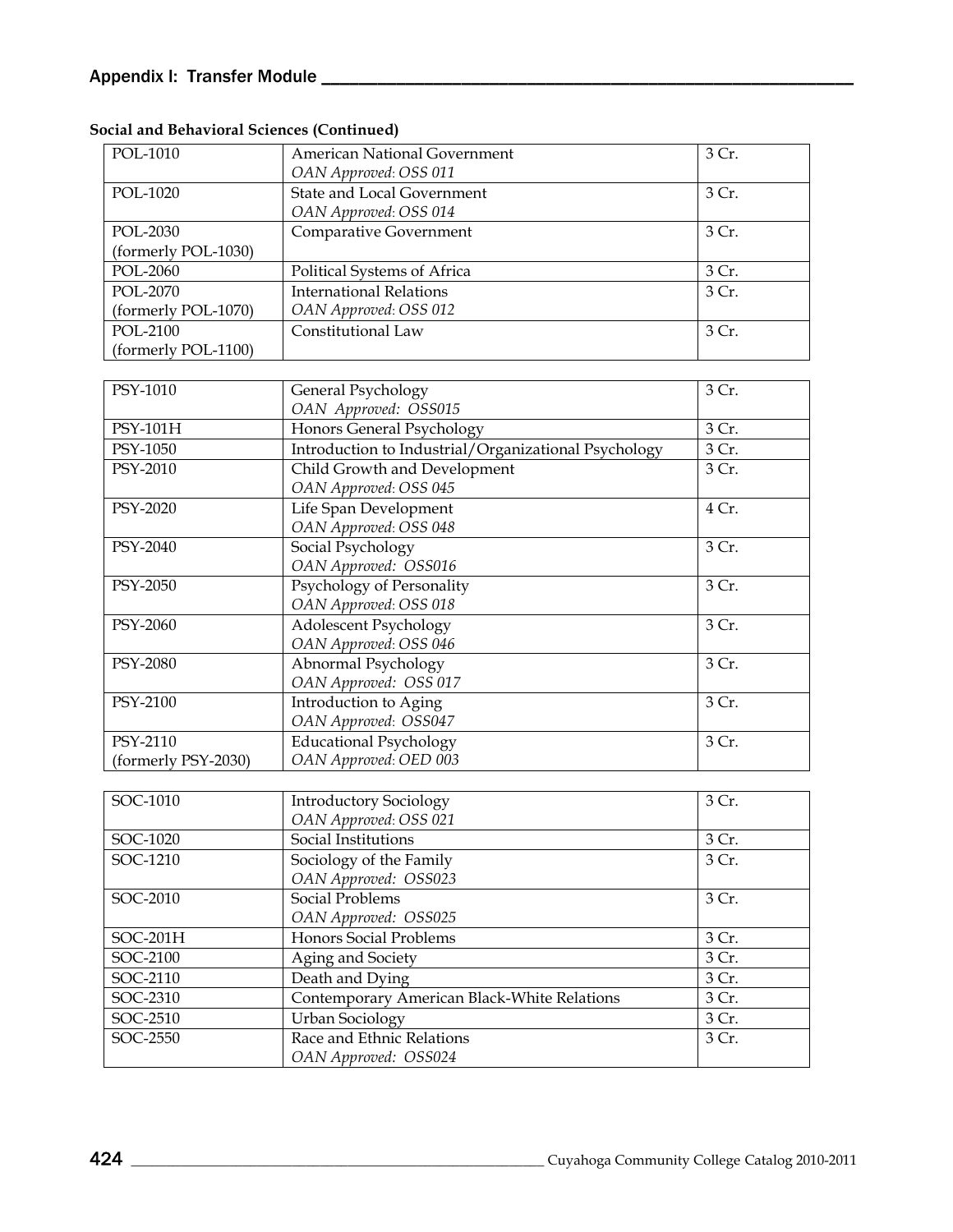**Social and Behavioral Sciences (Continued)**

| | | |
|---|---|---|
| POL-1010 | American National Government<br>*OAN Approved: OSS 011* | 3 Cr. |
| POL-1020 | State and Local Government<br>*OAN Approved: OSS 014* | 3 Cr. |
| POL-2030<br>(formerly POL-1030) | Comparative Government | 3 Cr. |
| POL-2060 | Political Systems of Africa | 3 Cr. |
| POL-2070<br>(formerly POL-1070) | International Relations<br>*OAN Approved: OSS 012* | 3 Cr. |
| POL-2100<br>(formerly POL-1100) | Constitutional Law | 3 Cr. |

| | | |
|---|---|---|
| PSY-1010 | General Psychology<br>*OAN Approved: OSS015* | 3 Cr. |
| PSY-101H | Honors General Psychology | 3 Cr. |
| PSY-1050 | Introduction to Industrial/Organizational Psychology | 3 Cr. |
| PSY-2010 | Child Growth and Development<br>*OAN Approved: OSS 045* | 3 Cr. |
| PSY-2020 | Life Span Development<br>*OAN Approved: OSS 048* | 4 Cr. |
| PSY-2040 | Social Psychology<br>*OAN Approved: OSS016* | 3 Cr. |
| PSY-2050 | Psychology of Personality<br>*OAN Approved: OSS 018* | 3 Cr. |
| PSY-2060 | Adolescent Psychology<br>*OAN Approved: OSS 046* | 3 Cr. |
| PSY-2080 | Abnormal Psychology<br>*OAN Approved: OSS 017* | 3 Cr. |
| PSY-2100 | Introduction to Aging<br>*OAN Approved: OSS047* | 3 Cr. |
| PSY-2110<br>(formerly PSY-2030) | Educational Psychology<br>*OAN Approved: OED 003* | 3 Cr. |

| | | |
|---|---|---|
| SOC-1010 | Introductory Sociology<br>*OAN Approved: OSS 021* | 3 Cr. |
| SOC-1020 | Social Institutions | 3 Cr. |
| SOC-1210 | Sociology of the Family<br>*OAN Approved: OSS023* | 3 Cr. |
| SOC-2010 | Social Problems<br>*OAN Approved: OSS025* | 3 Cr. |
| SOC-201H | Honors Social Problems | 3 Cr. |
| SOC-2100 | Aging and Society | 3 Cr. |
| SOC-2110 | Death and Dying | 3 Cr. |
| SOC-2310 | Contemporary American Black-White Relations | 3 Cr. |
| SOC-2510 | Urban Sociology | 3 Cr. |
| SOC-2550 | Race and Ethnic Relations<br>*OAN Approved: OSS024* | 3 Cr. |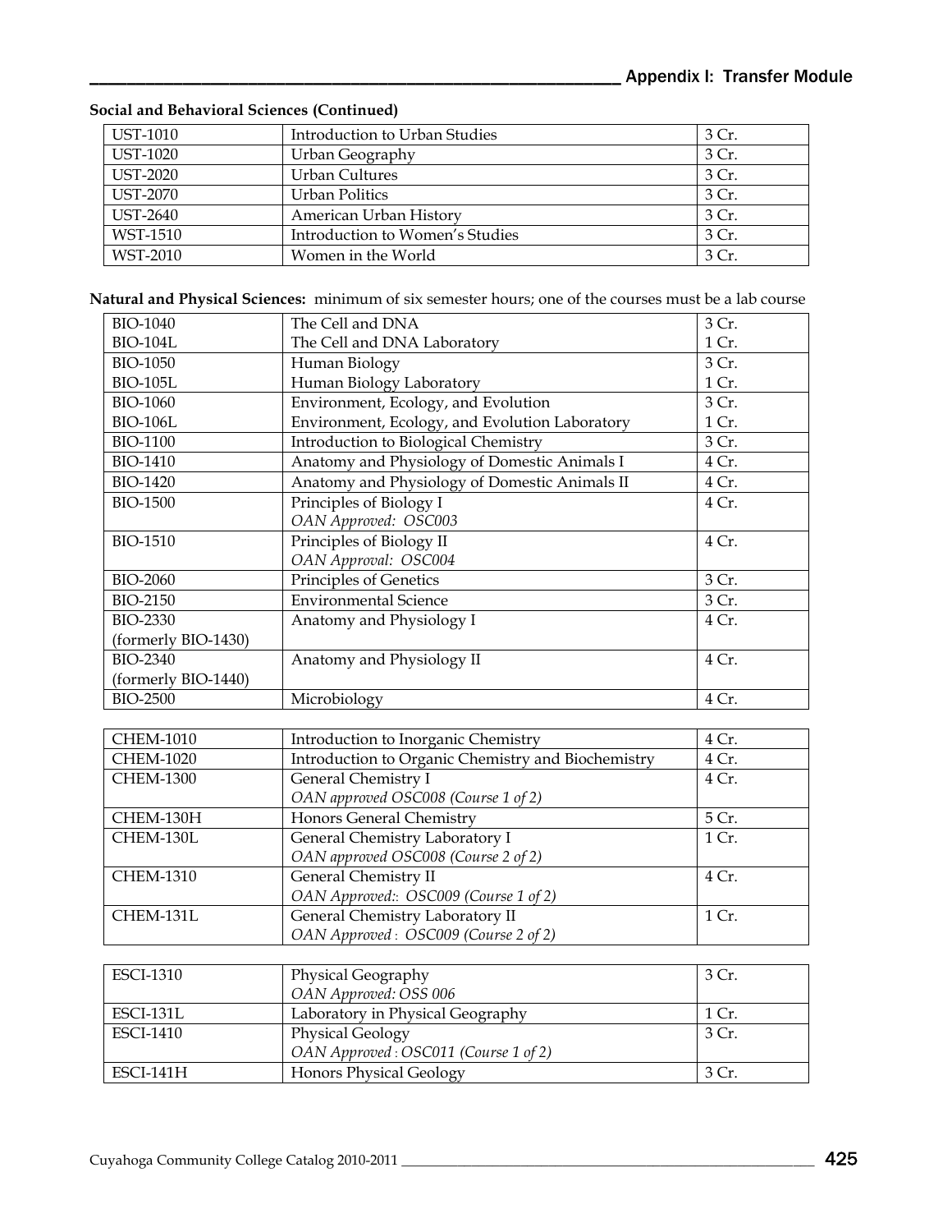**Social and Behavioral Sciences (Continued)**

| | | |
|---|---|---|
| UST-1010 | Introduction to Urban Studies | 3 Cr. |
| UST-1020 | Urban Geography | 3 Cr. |
| UST-2020 | Urban Cultures | 3 Cr. |
| UST-2070 | Urban Politics | 3 Cr. |
| UST-2640 | American Urban History | 3 Cr. |
| WST-1510 | Introduction to Women's Studies | 3 Cr. |
| WST-2010 | Women in the World | 3 Cr. |

**Natural and Physical Sciences:** minimum of six semester hours; one of the courses must be a lab course

| | | |
|---|---|---|
| BIO-1040 | The Cell and DNA | 3 Cr. |
| BIO-104L | The Cell and DNA Laboratory | 1 Cr. |
| BIO-1050 | Human Biology | 3 Cr. |
| BIO-105L | Human Biology Laboratory | 1 Cr. |
| BIO-1060 | Environment, Ecology, and Evolution | 3 Cr. |
| BIO-106L | Environment, Ecology, and Evolution Laboratory | 1 Cr. |
| BIO-1100 | Introduction to Biological Chemistry | 3 Cr. |
| BIO-1410 | Anatomy and Physiology of Domestic Animals I | 4 Cr. |
| BIO-1420 | Anatomy and Physiology of Domestic Animals II | 4 Cr. |
| BIO-1500 | Principles of Biology I<br>*OAN Approved: OSC003* | 4 Cr. |
| BIO-1510 | Principles of Biology II<br>*OAN Approval: OSC004* | 4 Cr. |
| BIO-2060 | Principles of Genetics | 3 Cr. |
| BIO-2150 | Environmental Science | 3 Cr. |
| BIO-2330<br>(formerly BIO-1430) | Anatomy and Physiology I | 4 Cr. |
| BIO-2340<br>(formerly BIO-1440) | Anatomy and Physiology II | 4 Cr. |
| BIO-2500 | Microbiology | 4 Cr. |

| | | |
|---|---|---|
| CHEM-1010 | Introduction to Inorganic Chemistry | 4 Cr. |
| CHEM-1020 | Introduction to Organic Chemistry and Biochemistry | 4 Cr. |
| CHEM-1300 | General Chemistry I<br>*OAN approved OSC008 (Course 1 of 2)* | 4 Cr. |
| CHEM-130H | Honors General Chemistry | 5 Cr. |
| CHEM-130L | General Chemistry Laboratory I<br>*OAN approved OSC008 (Course 2 of 2)* | 1 Cr. |
| CHEM-1310 | General Chemistry II<br>*OAN Approved:: OSC009 (Course 1 of 2)* | 4 Cr. |
| CHEM-131L | General Chemistry Laboratory II<br>*OAN Approved : OSC009 (Course 2 of 2)* | 1 Cr. |

| | | |
|---|---|---|
| ESCI-1310 | Physical Geography<br>*OAN Approved: OSS 006* | 3 Cr. |
| ESCI-131L | Laboratory in Physical Geography | 1 Cr. |
| ESCI-1410 | Physical Geology<br>*OAN Approved : OSC011 (Course 1 of 2)* | 3 Cr. |
| ESCI-141H | Honors Physical Geology | 3 Cr. |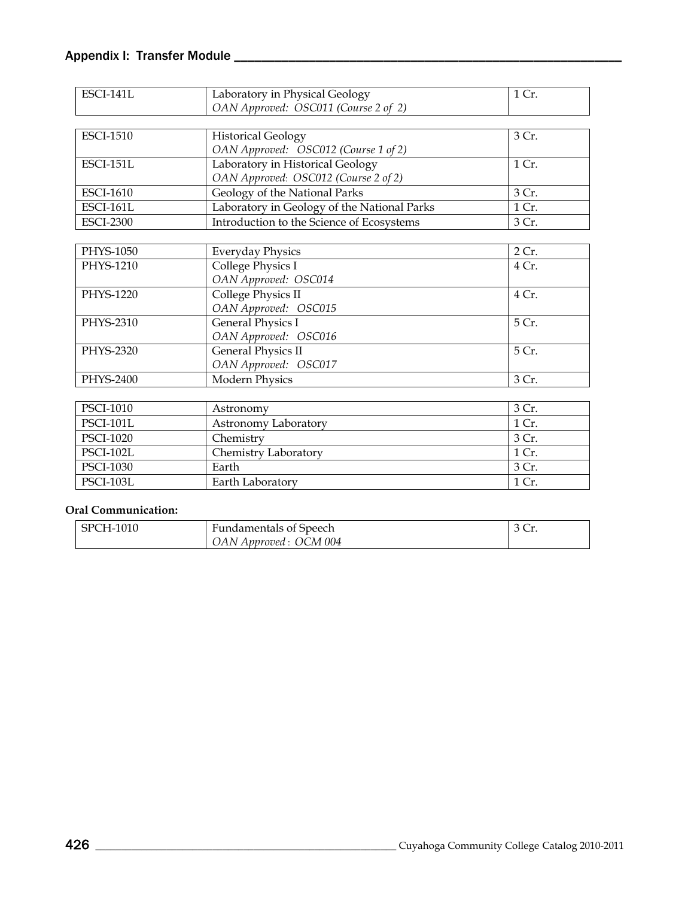| | | |
|---|---|---|
| ESCI-141L | Laboratory in Physical Geology<br>*OAN Approved: OSC011 (Course 2 of 2)* | 1 Cr. |

| | | |
|---|---|---|
| ESCI-1510 | Historical Geology<br>*OAN Approved: OSC012 (Course 1 of 2)* | 3 Cr. |
| ESCI-151L | Laboratory in Historical Geology<br>*OAN Approved: OSC012 (Course 2 of 2)* | 1 Cr. |
| ESCI-1610 | Geology of the National Parks | 3 Cr. |
| ESCI-161L | Laboratory in Geology of the National Parks | 1 Cr. |
| ESCI-2300 | Introduction to the Science of Ecosystems | 3 Cr. |

| | | |
|---|---|---|
| PHYS-1050 | Everyday Physics | 2 Cr. |
| PHYS-1210 | College Physics I<br>*OAN Approved: OSC014* | 4 Cr. |
| PHYS-1220 | College Physics II<br>*OAN Approved: OSC015* | 4 Cr. |
| PHYS-2310 | General Physics I<br>*OAN Approved: OSC016* | 5 Cr. |
| PHYS-2320 | General Physics II<br>*OAN Approved: OSC017* | 5 Cr. |
| PHYS-2400 | Modern Physics | 3 Cr. |

| | | |
|---|---|---|
| PSCI-1010 | Astronomy | 3 Cr. |
| PSCI-101L | Astronomy Laboratory | 1 Cr. |
| PSCI-1020 | Chemistry | 3 Cr. |
| PSCI-102L | Chemistry Laboratory | 1 Cr. |
| PSCI-1030 | Earth | 3 Cr. |
| PSCI-103L | Earth Laboratory | 1 Cr. |

**Oral Communication:**

| | | |
|---|---|---|
| SPCH-1010 | Fundamentals of Speech<br>*OAN Approved : OCM 004* | 3 Cr. |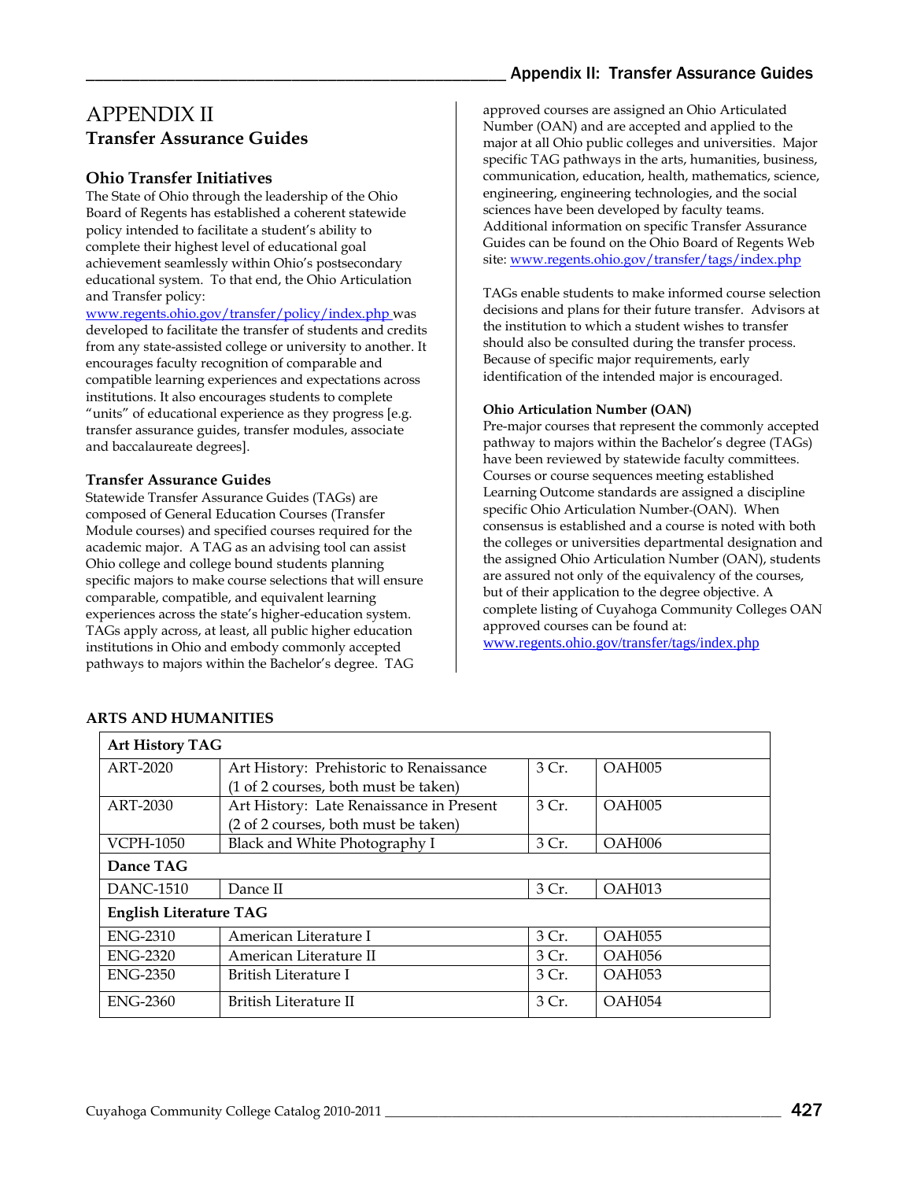# APPENDIX II

## Transfer Assurance Guides

### Ohio Transfer Initiatives

The State of Ohio through the leadership of the Ohio Board of Regents has established a coherent statewide policy intended to facilitate a student's ability to complete their highest level of educational goal achievement seamlessly within Ohio's postsecondary educational system. To that end, the Ohio Articulation and Transfer policy: www.regents.ohio.gov/transfer/policy/index.php was developed to facilitate the transfer of students and credits from any state-assisted college or university to another. It encourages faculty recognition of comparable and compatible learning experiences and expectations across institutions. It also encourages students to complete "units" of educational experience as they progress [e.g. transfer assurance guides, transfer modules, associate and baccalaureate degrees].

### Transfer Assurance Guides

Statewide Transfer Assurance Guides (TAGs) are composed of General Education Courses (Transfer Module courses) and specified courses required for the academic major. A TAG as an advising tool can assist Ohio college and college bound students planning specific majors to make course selections that will ensure comparable, compatible, and equivalent learning experiences across the state's higher-education system. TAGs apply across, at least, all public higher education institutions in Ohio and embody commonly accepted pathways to majors within the Bachelor's degree. TAG approved courses are assigned an Ohio Articulated Number (OAN) and are accepted and applied to the major at all Ohio public colleges and universities. Major specific TAG pathways in the arts, humanities, business, communication, education, health, mathematics, science, engineering, engineering technologies, and the social sciences have been developed by faculty teams. Additional information on specific Transfer Assurance Guides can be found on the Ohio Board of Regents Web site: www.regents.ohio.gov/transfer/tags/index.php

TAGs enable students to make informed course selection decisions and plans for their future transfer. Advisors at the institution to which a student wishes to transfer should also be consulted during the transfer process. Because of specific major requirements, early identification of the intended major is encouraged.

**Ohio Articulation Number (OAN)**

Pre-major courses that represent the commonly accepted pathway to majors within the Bachelor's degree (TAGs) have been reviewed by statewide faculty committees. Courses or course sequences meeting established Learning Outcome standards are assigned a discipline specific Ohio Articulation Number-(OAN). When consensus is established and a course is noted with both the colleges or universities departmental designation and the assigned Ohio Articulation Number (OAN), students are assured not only of the equivalency of the courses, but of their application to the degree objective. A complete listing of Cuyahoga Community Colleges OAN approved courses can be found at: www.regents.ohio.gov/transfer/tags/index.php

**ARTS AND HUMANITIES**

| **Art History TAG** | | | |
|---|---|---|---|
| ART-2020 | Art History: Prehistoric to Renaissance (1 of 2 courses, both must be taken) | 3 Cr. | OAH005 |
| ART-2030 | Art History: Late Renaissance in Present (2 of 2 courses, both must be taken) | 3 Cr. | OAH005 |
| VCPH-1050 | Black and White Photography I | 3 Cr. | OAH006 |
| **Dance TAG** | | | |
| DANC-1510 | Dance II | 3 Cr. | OAH013 |
| **English Literature TAG** | | | |
| ENG-2310 | American Literature I | 3 Cr. | OAH055 |
| ENG-2320 | American Literature II | 3 Cr. | OAH056 |
| ENG-2350 | British Literature I | 3 Cr. | OAH053 |
| ENG-2360 | British Literature II | 3 Cr. | OAH054 |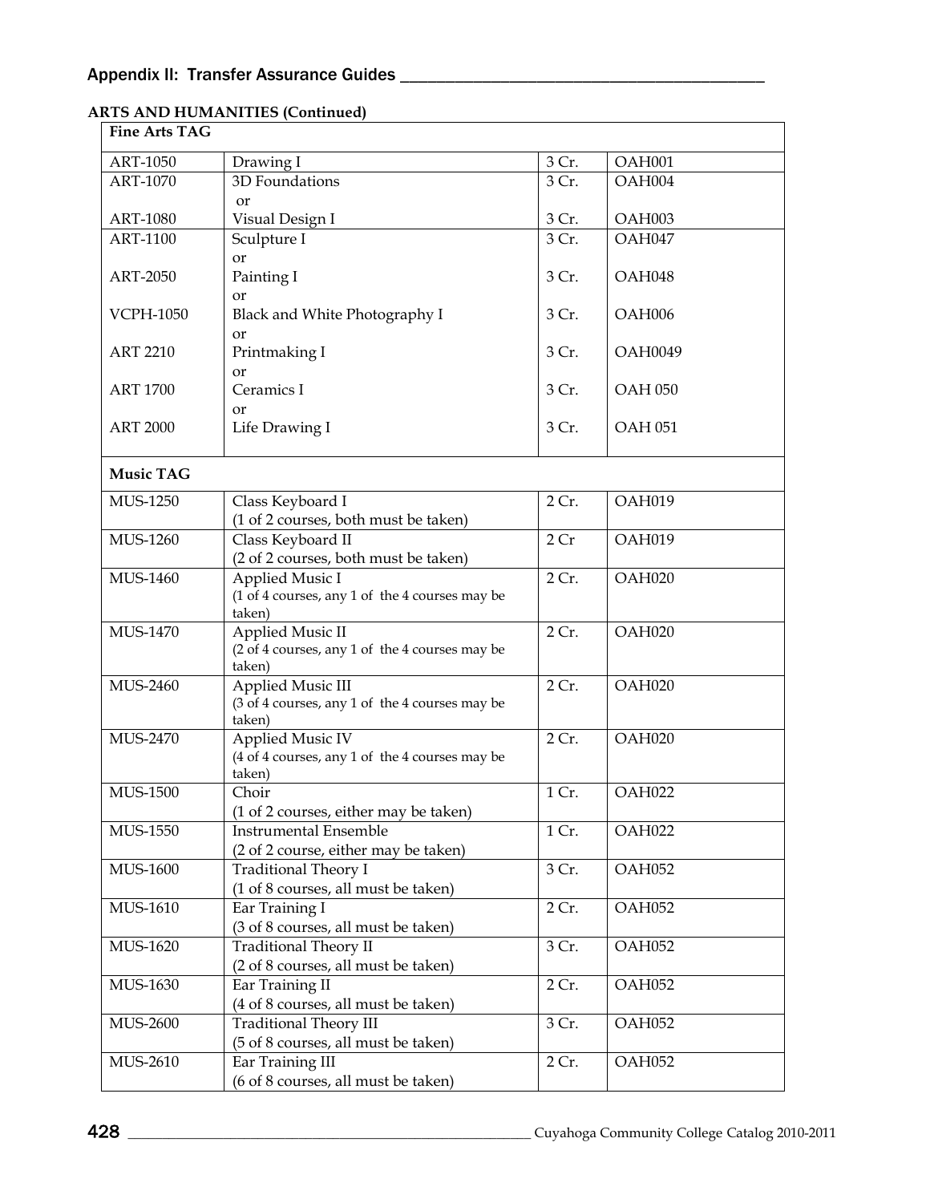## Appendix II: Transfer Assurance Guides

**ARTS AND HUMANITIES (Continued)**

| **Fine Arts TAG** | | | |
|---|---|---|---|
| ART-1050 | Drawing I | 3 Cr. | OAH001 |
| ART-1070<br><br>ART-1080 | 3D Foundations<br>or<br>Visual Design I | 3 Cr.<br><br>3 Cr. | OAH004<br><br>OAH003 |
| ART-1100<br><br>ART-2050<br><br>VCPH-1050<br><br>ART 2210<br><br>ART 1700<br><br>ART 2000 | Sculpture I<br>or<br>Painting I<br>or<br>Black and White Photography I<br>or<br>Printmaking I<br>or<br>Ceramics I<br>or<br>Life Drawing I | 3 Cr.<br><br>3 Cr.<br><br>3 Cr.<br><br>3 Cr.<br><br>3 Cr.<br><br>3 Cr. | OAH047<br><br>OAH048<br><br>OAH006<br><br>OAH0049<br><br>OAH 050<br><br>OAH 051 |
| **Music TAG** | | | |
| MUS-1250 | Class Keyboard I<br>(1 of 2 courses, both must be taken) | 2 Cr. | OAH019 |
| MUS-1260 | Class Keyboard II<br>(2 of 2 courses, both must be taken) | 2 Cr | OAH019 |
| MUS-1460 | Applied Music I<br>(1 of 4 courses, any 1 of the 4 courses may be taken) | 2 Cr. | OAH020 |
| MUS-1470 | Applied Music II<br>(2 of 4 courses, any 1 of the 4 courses may be taken) | 2 Cr. | OAH020 |
| MUS-2460 | Applied Music III<br>(3 of 4 courses, any 1 of the 4 courses may be taken) | 2 Cr. | OAH020 |
| MUS-2470 | Applied Music IV<br>(4 of 4 courses, any 1 of the 4 courses may be taken) | 2 Cr. | OAH020 |
| MUS-1500 | Choir<br>(1 of 2 courses, either may be taken) | 1 Cr. | OAH022 |
| MUS-1550 | Instrumental Ensemble<br>(2 of 2 course, either may be taken) | 1 Cr. | OAH022 |
| MUS-1600 | Traditional Theory I<br>(1 of 8 courses, all must be taken) | 3 Cr. | OAH052 |
| MUS-1610 | Ear Training I<br>(3 of 8 courses, all must be taken) | 2 Cr. | OAH052 |
| MUS-1620 | Traditional Theory II<br>(2 of 8 courses, all must be taken) | 3 Cr. | OAH052 |
| MUS-1630 | Ear Training II<br>(4 of 8 courses, all must be taken) | 2 Cr. | OAH052 |
| MUS-2600 | Traditional Theory III<br>(5 of 8 courses, all must be taken) | 3 Cr. | OAH052 |
| MUS-2610 | Ear Training III<br>(6 of 8 courses, all must be taken) | 2 Cr. | OAH052 |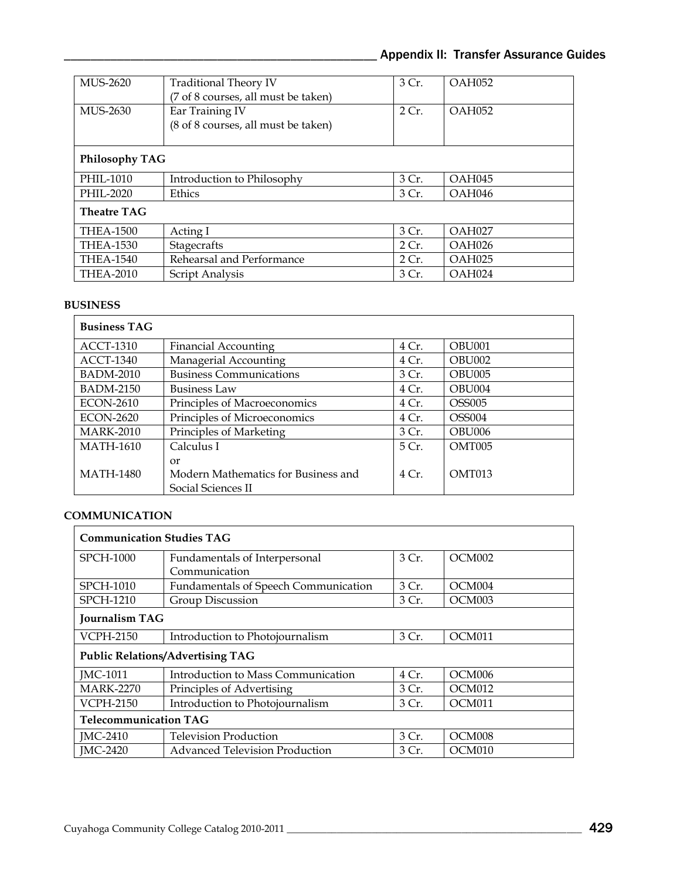| | | | |
|---|---|---|---|
| MUS-2620 | Traditional Theory IV (7 of 8 courses, all must be taken) | 3 Cr. | OAH052 |
| MUS-2630 | Ear Training IV (8 of 8 courses, all must be taken) | 2 Cr. | OAH052 |
| **Philosophy TAG** | | | |
| PHIL-1010 | Introduction to Philosophy | 3 Cr. | OAH045 |
| PHIL-2020 | Ethics | 3 Cr. | OAH046 |
| **Theatre TAG** | | | |
| THEA-1500 | Acting I | 3 Cr. | OAH027 |
| THEA-1530 | Stagecrafts | 2 Cr. | OAH026 |
| THEA-1540 | Rehearsal and Performance | 2 Cr. | OAH025 |
| THEA-2010 | Script Analysis | 3 Cr. | OAH024 |

**BUSINESS**

| **Business TAG** | | | |
|---|---|---|---|
| ACCT-1310 | Financial Accounting | 4 Cr. | OBU001 |
| ACCT-1340 | Managerial Accounting | 4 Cr. | OBU002 |
| BADM-2010 | Business Communications | 3 Cr. | OBU005 |
| BADM-2150 | Business Law | 4 Cr. | OBU004 |
| ECON-2610 | Principles of Macroeconomics | 4 Cr. | OSS005 |
| ECON-2620 | Principles of Microeconomics | 4 Cr. | OSS004 |
| MARK-2010 | Principles of Marketing | 3 Cr. | OBU006 |
| MATH-1610 | Calculus I | 5 Cr. | OMT005 |
| | or | | |
| MATH-1480 | Modern Mathematics for Business and Social Sciences II | 4 Cr. | OMT013 |

**COMMUNICATION**

| **Communication Studies TAG** | | | |
|---|---|---|---|
| SPCH-1000 | Fundamentals of Interpersonal Communication | 3 Cr. | OCM002 |
| SPCH-1010 | Fundamentals of Speech Communication | 3 Cr. | OCM004 |
| SPCH-1210 | Group Discussion | 3 Cr. | OCM003 |
| **Journalism TAG** | | | |
| VCPH-2150 | Introduction to Photojournalism | 3 Cr. | OCM011 |
| **Public Relations/Advertising TAG** | | | |
| JMC-1011 | Introduction to Mass Communication | 4 Cr. | OCM006 |
| MARK-2270 | Principles of Advertising | 3 Cr. | OCM012 |
| VCPH-2150 | Introduction to Photojournalism | 3 Cr. | OCM011 |
| **Telecommunication TAG** | | | |
| JMC-2410 | Television Production | 3 Cr. | OCM008 |
| JMC-2420 | Advanced Television Production | 3 Cr. | OCM010 |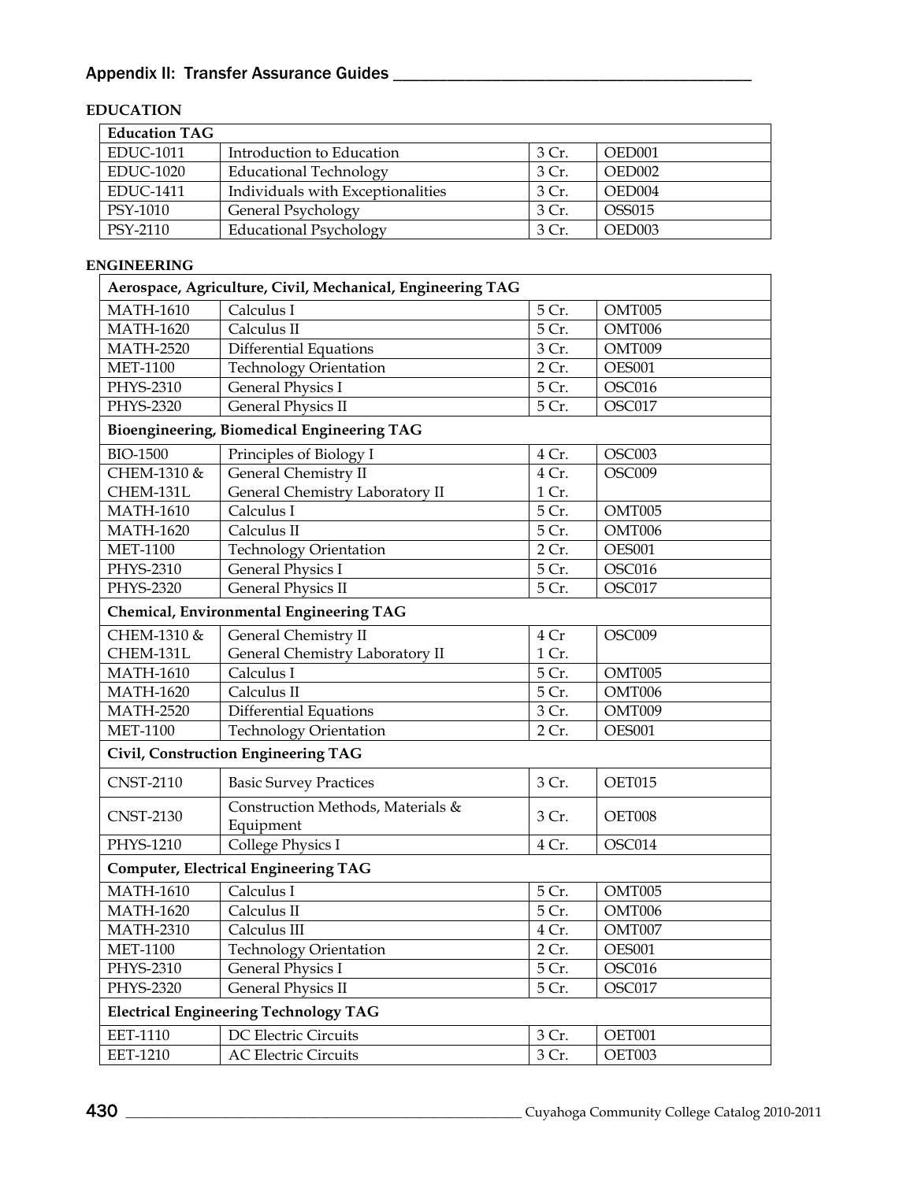## Appendix II: Transfer Assurance Guides

### EDUCATION

| Education TAG | | | |
|---|---|---|---|
| EDUC-1011 | Introduction to Education | 3 Cr. | OED001 |
| EDUC-1020 | Educational Technology | 3 Cr. | OED002 |
| EDUC-1411 | Individuals with Exceptionalities | 3 Cr. | OED004 |
| PSY-1010 | General Psychology | 3 Cr. | OSS015 |
| PSY-2110 | Educational Psychology | 3 Cr. | OED003 |

### ENGINEERING

| Aerospace, Agriculture, Civil, Mechanical, Engineering TAG | | | |
|---|---|---|---|
| MATH-1610 | Calculus I | 5 Cr. | OMT005 |
| MATH-1620 | Calculus II | 5 Cr. | OMT006 |
| MATH-2520 | Differential Equations | 3 Cr. | OMT009 |
| MET-1100 | Technology Orientation | 2 Cr. | OES001 |
| PHYS-2310 | General Physics I | 5 Cr. | OSC016 |
| PHYS-2320 | General Physics II | 5 Cr. | OSC017 |
| **Bioengineering, Biomedical Engineering TAG** | | | |
| BIO-1500 | Principles of Biology I | 4 Cr. | OSC003 |
| CHEM-1310 & CHEM-131L | General Chemistry II General Chemistry Laboratory II | 4 Cr. 1 Cr. | OSC009 |
| MATH-1610 | Calculus I | 5 Cr. | OMT005 |
| MATH-1620 | Calculus II | 5 Cr. | OMT006 |
| MET-1100 | Technology Orientation | 2 Cr. | OES001 |
| PHYS-2310 | General Physics I | 5 Cr. | OSC016 |
| PHYS-2320 | General Physics II | 5 Cr. | OSC017 |
| **Chemical, Environmental Engineering TAG** | | | |
| CHEM-1310 & CHEM-131L | General Chemistry II General Chemistry Laboratory II | 4 Cr 1 Cr. | OSC009 |
| MATH-1610 | Calculus I | 5 Cr. | OMT005 |
| MATH-1620 | Calculus II | 5 Cr. | OMT006 |
| MATH-2520 | Differential Equations | 3 Cr. | OMT009 |
| MET-1100 | Technology Orientation | 2 Cr. | OES001 |
| **Civil, Construction Engineering TAG** | | | |
| CNST-2110 | Basic Survey Practices | 3 Cr. | OET015 |
| CNST-2130 | Construction Methods, Materials & Equipment | 3 Cr. | OET008 |
| PHYS-1210 | College Physics I | 4 Cr. | OSC014 |
| **Computer, Electrical Engineering TAG** | | | |
| MATH-1610 | Calculus I | 5 Cr. | OMT005 |
| MATH-1620 | Calculus II | 5 Cr. | OMT006 |
| MATH-2310 | Calculus III | 4 Cr. | OMT007 |
| MET-1100 | Technology Orientation | 2 Cr. | OES001 |
| PHYS-2310 | General Physics I | 5 Cr. | OSC016 |
| PHYS-2320 | General Physics II | 5 Cr. | OSC017 |
| **Electrical Engineering Technology TAG** | | | |
| EET-1110 | DC Electric Circuits | 3 Cr. | OET001 |
| EET-1210 | AC Electric Circuits | 3 Cr. | OET003 |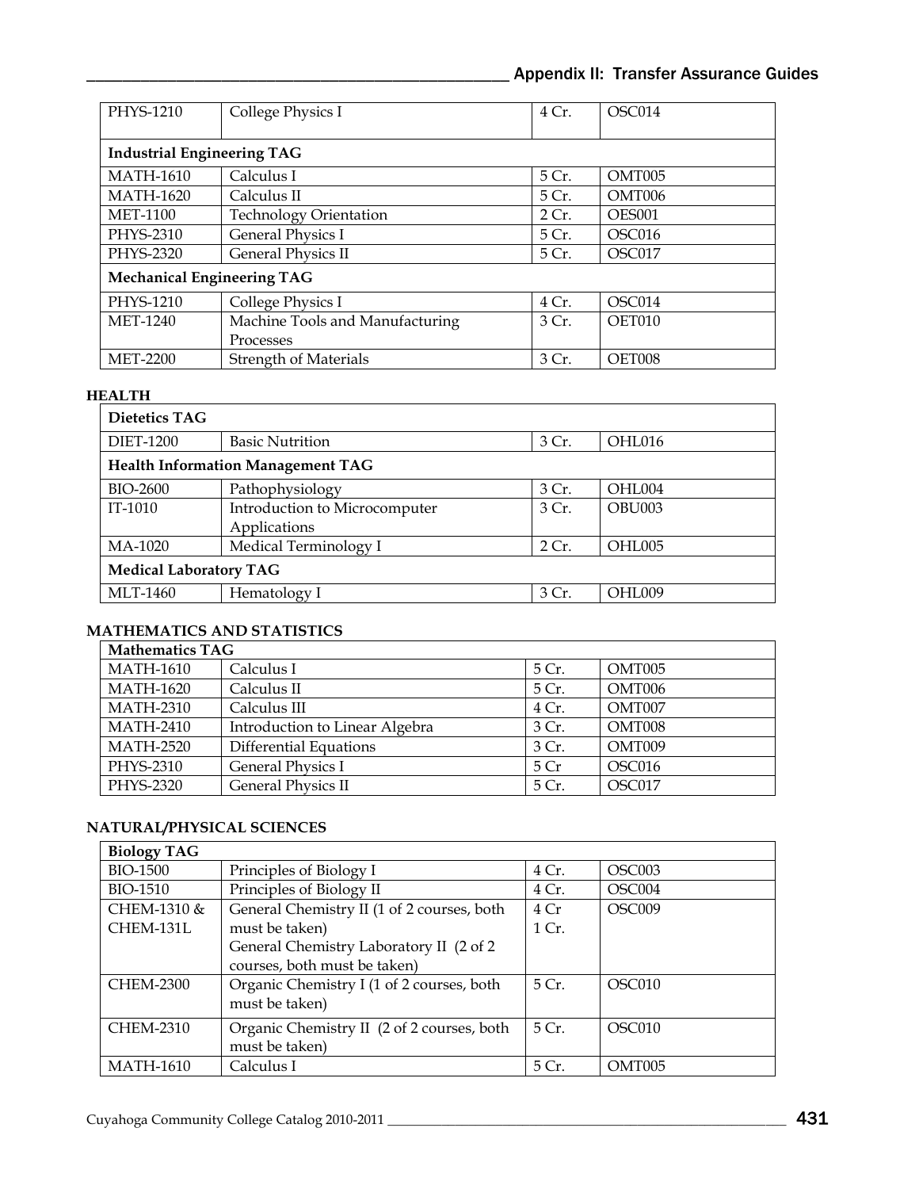| | | | |
|---|---|---|---|
| PHYS-1210 | College Physics I | 4 Cr. | OSC014 |
| **Industrial Engineering TAG** | | | |
| MATH-1610 | Calculus I | 5 Cr. | OMT005 |
| MATH-1620 | Calculus II | 5 Cr. | OMT006 |
| MET-1100 | Technology Orientation | 2 Cr. | OES001 |
| PHYS-2310 | General Physics I | 5 Cr. | OSC016 |
| PHYS-2320 | General Physics II | 5 Cr. | OSC017 |
| **Mechanical Engineering TAG** | | | |
| PHYS-1210 | College Physics I | 4 Cr. | OSC014 |
| MET-1240 | Machine Tools and Manufacturing Processes | 3 Cr. | OET010 |
| MET-2200 | Strength of Materials | 3 Cr. | OET008 |

**HEALTH**

| **Dietetics TAG** | | | |
|---|---|---|---|
| DIET-1200 | Basic Nutrition | 3 Cr. | OHL016 |
| **Health Information Management TAG** | | | |
| BIO-2600 | Pathophysiology | 3 Cr. | OHL004 |
| IT-1010 | Introduction to Microcomputer Applications | 3 Cr. | OBU003 |
| MA-1020 | Medical Terminology I | 2 Cr. | OHL005 |
| **Medical Laboratory TAG** | | | |
| MLT-1460 | Hematology I | 3 Cr. | OHL009 |

**MATHEMATICS AND STATISTICS**

| **Mathematics TAG** | | | |
|---|---|---|---|
| MATH-1610 | Calculus I | 5 Cr. | OMT005 |
| MATH-1620 | Calculus II | 5 Cr. | OMT006 |
| MATH-2310 | Calculus III | 4 Cr. | OMT007 |
| MATH-2410 | Introduction to Linear Algebra | 3 Cr. | OMT008 |
| MATH-2520 | Differential Equations | 3 Cr. | OMT009 |
| PHYS-2310 | General Physics I | 5 Cr | OSC016 |
| PHYS-2320 | General Physics II | 5 Cr. | OSC017 |

**NATURAL/PHYSICAL SCIENCES**

| **Biology TAG** | | | |
|---|---|---|---|
| BIO-1500 | Principles of Biology I | 4 Cr. | OSC003 |
| BIO-1510 | Principles of Biology II | 4 Cr. | OSC004 |
| CHEM-1310 & CHEM-131L | General Chemistry II (1 of 2 courses, both must be taken) General Chemistry Laboratory II (2 of 2 courses, both must be taken) | 4 Cr 1 Cr. | OSC009 |
| CHEM-2300 | Organic Chemistry I (1 of 2 courses, both must be taken) | 5 Cr. | OSC010 |
| CHEM-2310 | Organic Chemistry II (2 of 2 courses, both must be taken) | 5 Cr. | OSC010 |
| MATH-1610 | Calculus I | 5 Cr. | OMT005 |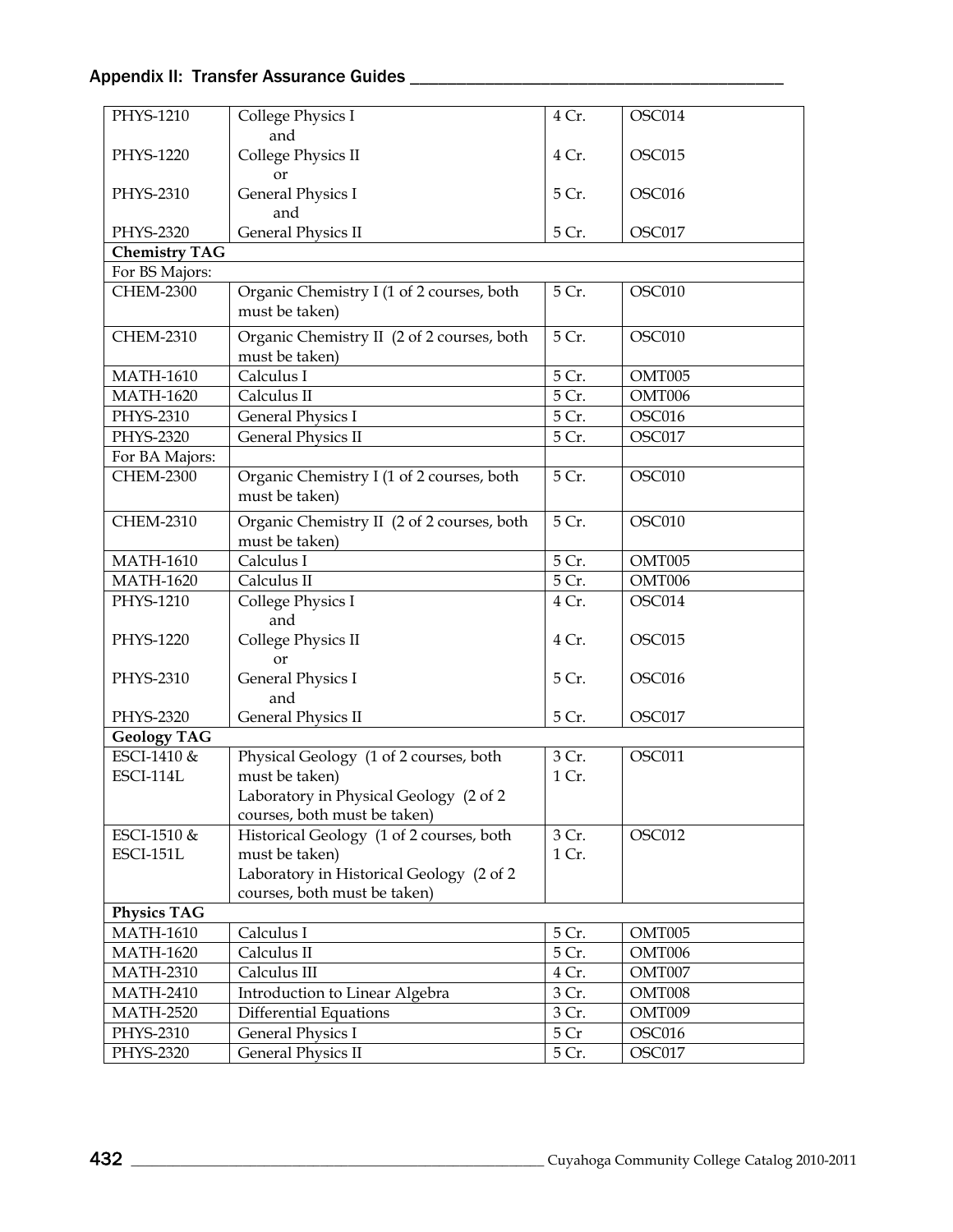| | | | |
|---|---|---|---|
| PHYS-1210 | College Physics I<br>and | 4 Cr. | OSC014 |
| PHYS-1220 | College Physics II<br>or | 4 Cr. | OSC015 |
| PHYS-2310 | General Physics I<br>and | 5 Cr. | OSC016 |
| PHYS-2320 | General Physics II | 5 Cr. | OSC017 |
| **Chemistry TAG** | | | |
| For BS Majors: | | | |
| CHEM-2300 | Organic Chemistry I (1 of 2 courses, both must be taken) | 5 Cr. | OSC010 |
| CHEM-2310 | Organic Chemistry II (2 of 2 courses, both must be taken) | 5 Cr. | OSC010 |
| MATH-1610 | Calculus I | 5 Cr. | OMT005 |
| MATH-1620 | Calculus II | 5 Cr. | OMT006 |
| PHYS-2310 | General Physics I | 5 Cr. | OSC016 |
| PHYS-2320 | General Physics II | 5 Cr. | OSC017 |
| For BA Majors: | | | |
| CHEM-2300 | Organic Chemistry I (1 of 2 courses, both must be taken) | 5 Cr. | OSC010 |
| CHEM-2310 | Organic Chemistry II (2 of 2 courses, both must be taken) | 5 Cr. | OSC010 |
| MATH-1610 | Calculus I | 5 Cr. | OMT005 |
| MATH-1620 | Calculus II | 5 Cr. | OMT006 |
| PHYS-1210 | College Physics I<br>and | 4 Cr. | OSC014 |
| PHYS-1220 | College Physics II<br>or | 4 Cr. | OSC015 |
| PHYS-2310 | General Physics I<br>and | 5 Cr. | OSC016 |
| PHYS-2320 | General Physics II | 5 Cr. | OSC017 |
| **Geology TAG** | | | |
| ESCI-1410 &<br>ESCI-114L | Physical Geology (1 of 2 courses, both must be taken)<br>Laboratory in Physical Geology (2 of 2 courses, both must be taken) | 3 Cr.<br>1 Cr. | OSC011 |
| ESCI-1510 &<br>ESCI-151L | Historical Geology (1 of 2 courses, both must be taken)<br>Laboratory in Historical Geology (2 of 2 courses, both must be taken) | 3 Cr.<br>1 Cr. | OSC012 |
| **Physics TAG** | | | |
| MATH-1610 | Calculus I | 5 Cr. | OMT005 |
| MATH-1620 | Calculus II | 5 Cr. | OMT006 |
| MATH-2310 | Calculus III | 4 Cr. | OMT007 |
| MATH-2410 | Introduction to Linear Algebra | 3 Cr. | OMT008 |
| MATH-2520 | Differential Equations | 3 Cr. | OMT009 |
| PHYS-2310 | General Physics I | 5 Cr | OSC016 |
| PHYS-2320 | General Physics II | 5 Cr. | OSC017 |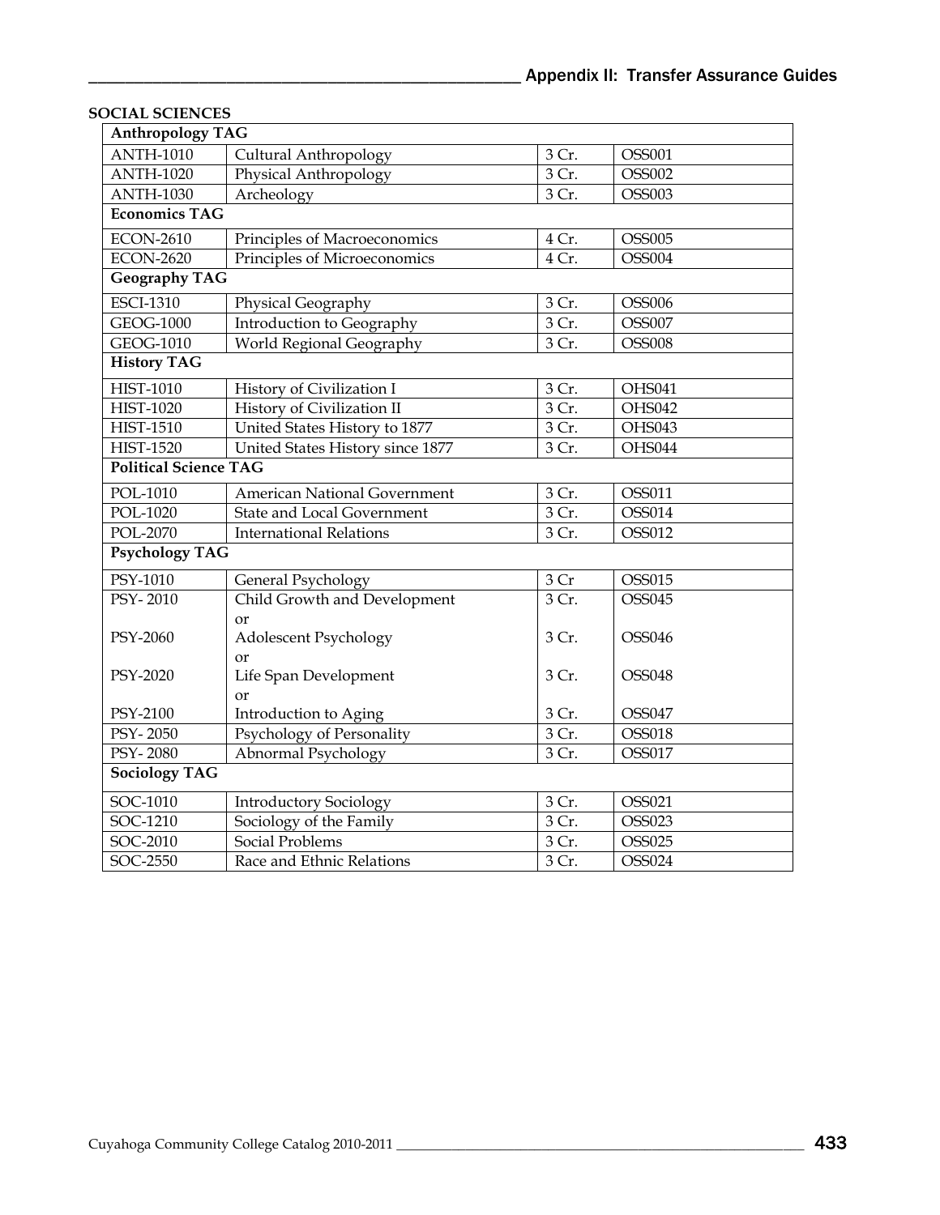**SOCIAL SCIENCES**

| Anthropology TAG | | | |
|---|---|---|---|
| ANTH-1010 | Cultural Anthropology | 3 Cr. | OSS001 |
| ANTH-1020 | Physical Anthropology | 3 Cr. | OSS002 |
| ANTH-1030 | Archeology | 3 Cr. | OSS003 |
| **Economics TAG** | | | |
| ECON-2610 | Principles of Macroeconomics | 4 Cr. | OSS005 |
| ECON-2620 | Principles of Microeconomics | 4 Cr. | OSS004 |
| **Geography TAG** | | | |
| ESCI-1310 | Physical Geography | 3 Cr. | OSS006 |
| GEOG-1000 | Introduction to Geography | 3 Cr. | OSS007 |
| GEOG-1010 | World Regional Geography | 3 Cr. | OSS008 |
| **History TAG** | | | |
| HIST-1010 | History of Civilization I | 3 Cr. | OHS041 |
| HIST-1020 | History of Civilization II | 3 Cr. | OHS042 |
| HIST-1510 | United States History to 1877 | 3 Cr. | OHS043 |
| HIST-1520 | United States History since 1877 | 3 Cr. | OHS044 |
| **Political Science TAG** | | | |
| POL-1010 | American National Government | 3 Cr. | OSS011 |
| POL-1020 | State and Local Government | 3 Cr. | OSS014 |
| POL-2070 | International Relations | 3 Cr. | OSS012 |
| **Psychology TAG** | | | |
| PSY-1010 | General Psychology | 3 Cr | OSS015 |
| PSY- 2010 | Child Growth and Development | 3 Cr. | OSS045 |
| | or | | |
| PSY-2060 | Adolescent Psychology | 3 Cr. | OSS046 |
| | or | | |
| PSY-2020 | Life Span Development | 3 Cr. | OSS048 |
| | or | | |
| PSY-2100 | Introduction to Aging | 3 Cr. | OSS047 |
| PSY- 2050 | Psychology of Personality | 3 Cr. | OSS018 |
| PSY- 2080 | Abnormal Psychology | 3 Cr. | OSS017 |
| **Sociology TAG** | | | |
| SOC-1010 | Introductory Sociology | 3 Cr. | OSS021 |
| SOC-1210 | Sociology of the Family | 3 Cr. | OSS023 |
| SOC-2010 | Social Problems | 3 Cr. | OSS025 |
| SOC-2550 | Race and Ethnic Relations | 3 Cr. | OSS024 |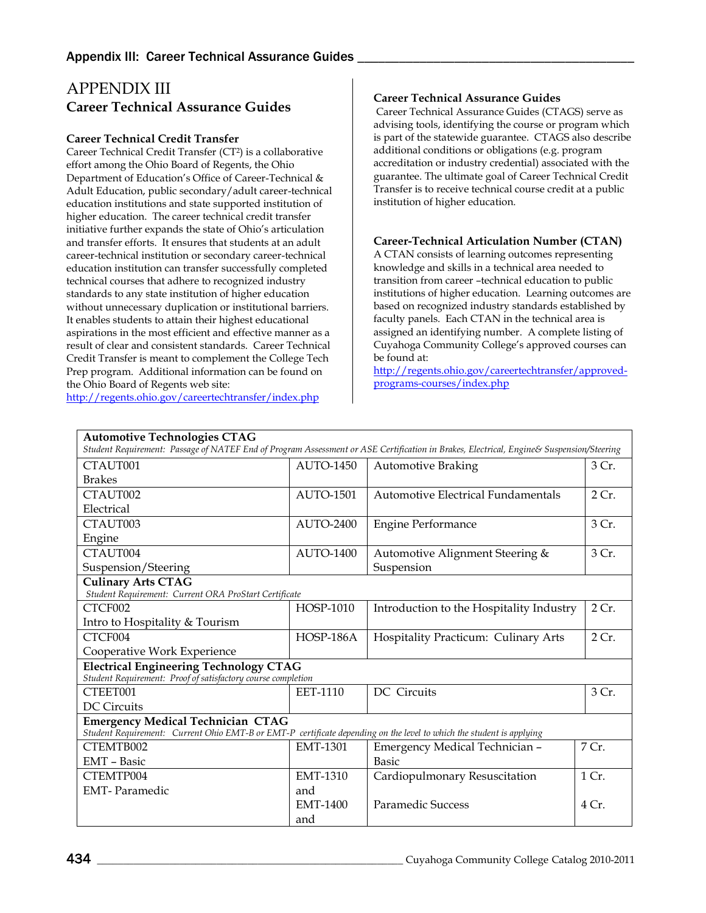# APPENDIX III
## Career Technical Assurance Guides

### Career Technical Credit Transfer

Career Technical Credit Transfer (CT²) is a collaborative effort among the Ohio Board of Regents, the Ohio Department of Education's Office of Career-Technical & Adult Education, public secondary/adult career-technical education institutions and state supported institution of higher education. The career technical credit transfer initiative further expands the state of Ohio's articulation and transfer efforts. It ensures that students at an adult career-technical institution or secondary career-technical education institution can transfer successfully completed technical courses that adhere to recognized industry standards to any state institution of higher education without unnecessary duplication or institutional barriers. It enables students to attain their highest educational aspirations in the most efficient and effective manner as a result of clear and consistent standards. Career Technical Credit Transfer is meant to complement the College Tech Prep program. Additional information can be found on the Ohio Board of Regents web site: http://regents.ohio.gov/careertechtransfer/index.php

### Career Technical Assurance Guides

Career Technical Assurance Guides (CTAGS) serve as advising tools, identifying the course or program which is part of the statewide guarantee. CTAGS also describe additional conditions or obligations (e.g. program accreditation or industry credential) associated with the guarantee. The ultimate goal of Career Technical Credit Transfer is to receive technical course credit at a public institution of higher education.

### Career-Technical Articulation Number (CTAN)

A CTAN consists of learning outcomes representing knowledge and skills in a technical area needed to transition from career –technical education to public institutions of higher education. Learning outcomes are based on recognized industry standards established by faculty panels. Each CTAN in the technical area is assigned an identifying number. A complete listing of Cuyahoga Community College's approved courses can be found at: http://regents.ohio.gov/careertechtransfer/approved-programs-courses/index.php

| | | | |
|---|---|---|---|
| **Automotive Technologies CTAG**<br>*Student Requirement: Passage of NATEF End of Program Assessment or ASE Certification in Brakes, Electrical, Engine& Suspension/Steering* | | | |
| CTAUT001<br>Brakes | AUTO-1450 | Automotive Braking | 3 Cr. |
| CTAUT002<br>Electrical | AUTO-1501 | Automotive Electrical Fundamentals | 2 Cr. |
| CTAUT003<br>Engine | AUTO-2400 | Engine Performance | 3 Cr. |
| CTAUT004<br>Suspension/Steering | AUTO-1400 | Automotive Alignment Steering & Suspension | 3 Cr. |
| **Culinary Arts CTAG**<br>*Student Requirement: Current ORA ProStart Certificate* | | | |
| CTCF002<br>Intro to Hospitality & Tourism | HOSP-1010 | Introduction to the Hospitality Industry | 2 Cr. |
| CTCF004<br>Cooperative Work Experience | HOSP-186A | Hospitality Practicum: Culinary Arts | 2 Cr. |
| **Electrical Engineering Technology CTAG**<br>*Student Requirement: Proof of satisfactory course completion* | | | |
| CTEET001<br>DC Circuits | EET-1110 | DC Circuits | 3 Cr. |
| **Emergency Medical Technician CTAG**<br>*Student Requirement: Current Ohio EMT-B or EMT-P certificate depending on the level to which the student is applying* | | | |
| CTEMTB002<br>EMT – Basic | EMT-1301 | Emergency Medical Technician – Basic | 7 Cr. |
| CTEMTP004<br>EMT- Paramedic | EMT-1310<br>and | Cardiopulmonary Resuscitation | 1 Cr. |
| | EMT-1400<br>and | Paramedic Success | 4 Cr. |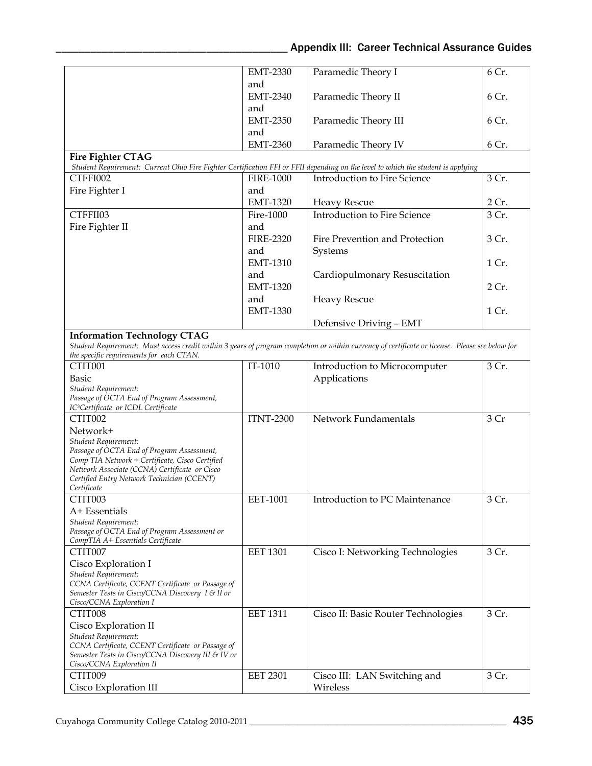| | | | |
|---|---|---|---|
| | EMT-2330 and | Paramedic Theory I | 6 Cr. |
| | EMT-2340 and | Paramedic Theory II | 6 Cr. |
| | EMT-2350 and | Paramedic Theory III | 6 Cr. |
| | EMT-2360 | Paramedic Theory IV | 6 Cr. |
| **Fire Fighter CTAG** *Student Requirement: Current Ohio Fire Fighter Certification FFI or FFII depending on the level to which the student is applying* | | | |
| CTFFI002 Fire Fighter I | FIRE-1000 and | Introduction to Fire Science | 3 Cr. |
| | EMT-1320 | Heavy Rescue | 2 Cr. |
| CTFFII03 Fire Fighter II | Fire-1000 and | Introduction to Fire Science | 3 Cr. |
| | FIRE-2320 and | Fire Prevention and Protection Systems | 3 Cr. |
| | EMT-1310 and | Cardiopulmonary Resuscitation | 1 Cr. |
| | EMT-1320 and | Heavy Rescue | 2 Cr. |
| | EMT-1330 | Defensive Driving – EMT | 1 Cr. |
| **Information Technology CTAG** *Student Requirement: Must access credit within 3 years of program completion or within currency of certificate or license. Please see below for the specific requirements for each CTAN.* | | | |
| CTIT001 Basic *Student Requirement: Passage of OCTA End of Program Assessment, IC³Certificate or ICDL Certificate* | IT-1010 | Introduction to Microcomputer Applications | 3 Cr. |
| CTIT002 Network+ *Student Requirement: Passage of OCTA End of Program Assessment, Comp TIA Network + Certificate, Cisco Certified Network Associate (CCNA) Certificate or Cisco Certified Entry Network Technician (CCENT) Certificate* | ITNT-2300 | Network Fundamentals | 3 Cr |
| CTIT003 A+ Essentials *Student Requirement: Passage of OCTA End of Program Assessment or CompTIA A+ Essentials Certificate* | EET-1001 | Introduction to PC Maintenance | 3 Cr. |
| CTIT007 Cisco Exploration I *Student Requirement: CCNA Certificate, CCENT Certificate or Passage of Semester Tests in Cisco/CCNA Discovery I & II or Cisco/CCNA Exploration I* | EET 1301 | Cisco I: Networking Technologies | 3 Cr. |
| CTIT008 Cisco Exploration II *Student Requirement: CCNA Certificate, CCENT Certificate or Passage of Semester Tests in Cisco/CCNA Discovery III & IV or Cisco/CCNA Exploration II* | EET 1311 | Cisco II: Basic Router Technologies | 3 Cr. |
| CTIT009 Cisco Exploration III | EET 2301 | Cisco III: LAN Switching and Wireless | 3 Cr. |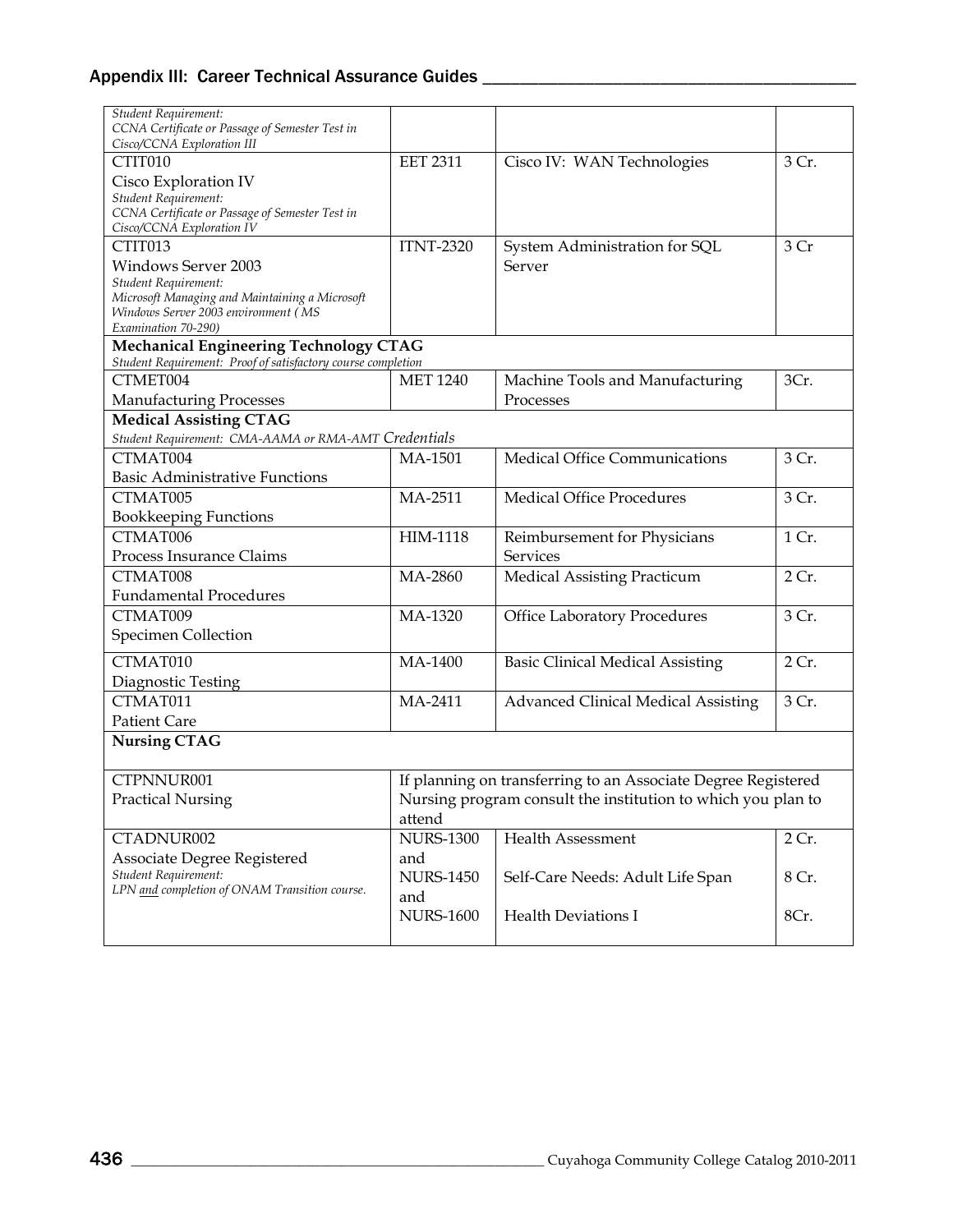| | | | |
|---|---|---|---|
| *Student Requirement:* *CCNA Certificate or Passage of Semester Test in Cisco/CCNA Exploration III* | | | |
| CTIT010 Cisco Exploration IV *Student Requirement:* *CCNA Certificate or Passage of Semester Test in Cisco/CCNA Exploration IV* | EET 2311 | Cisco IV: WAN Technologies | 3 Cr. |
| CTIT013 Windows Server 2003 *Student Requirement:* *Microsoft Managing and Maintaining a Microsoft Windows Server 2003 environment ( MS Examination 70-290)* | ITNT-2320 | System Administration for SQL Server | 3 Cr |
| **Mechanical Engineering Technology CTAG** *Student Requirement: Proof of satisfactory course completion* | | | |
| CTMET004 Manufacturing Processes | MET 1240 | Machine Tools and Manufacturing Processes | 3Cr. |
| **Medical Assisting CTAG** *Student Requirement: CMA-AAMA or RMA-AMT Credentials* | | | |
| CTMAT004 Basic Administrative Functions | MA-1501 | Medical Office Communications | 3 Cr. |
| CTMAT005 Bookkeeping Functions | MA-2511 | Medical Office Procedures | 3 Cr. |
| CTMAT006 Process Insurance Claims | HIM-1118 | Reimbursement for Physicians Services | 1 Cr. |
| CTMAT008 Fundamental Procedures | MA-2860 | Medical Assisting Practicum | 2 Cr. |
| CTMAT009 Specimen Collection | MA-1320 | Office Laboratory Procedures | 3 Cr. |
| CTMAT010 Diagnostic Testing | MA-1400 | Basic Clinical Medical Assisting | 2 Cr. |
| CTMAT011 Patient Care | MA-2411 | Advanced Clinical Medical Assisting | 3 Cr. |
| **Nursing CTAG** | | | |
| CTPNNUR001 Practical Nursing | If planning on transferring to an Associate Degree Registered Nursing program consult the institution to which you plan to attend | | |
| CTADNUR002 Associate Degree Registered *Student Requirement:* *LPN and completion of ONAM Transition course.* | NURS-1300 and NURS-1450 and NURS-1600 | Health Assessment Self-Care Needs: Adult Life Span Health Deviations I | 2 Cr. 8 Cr. 8Cr. |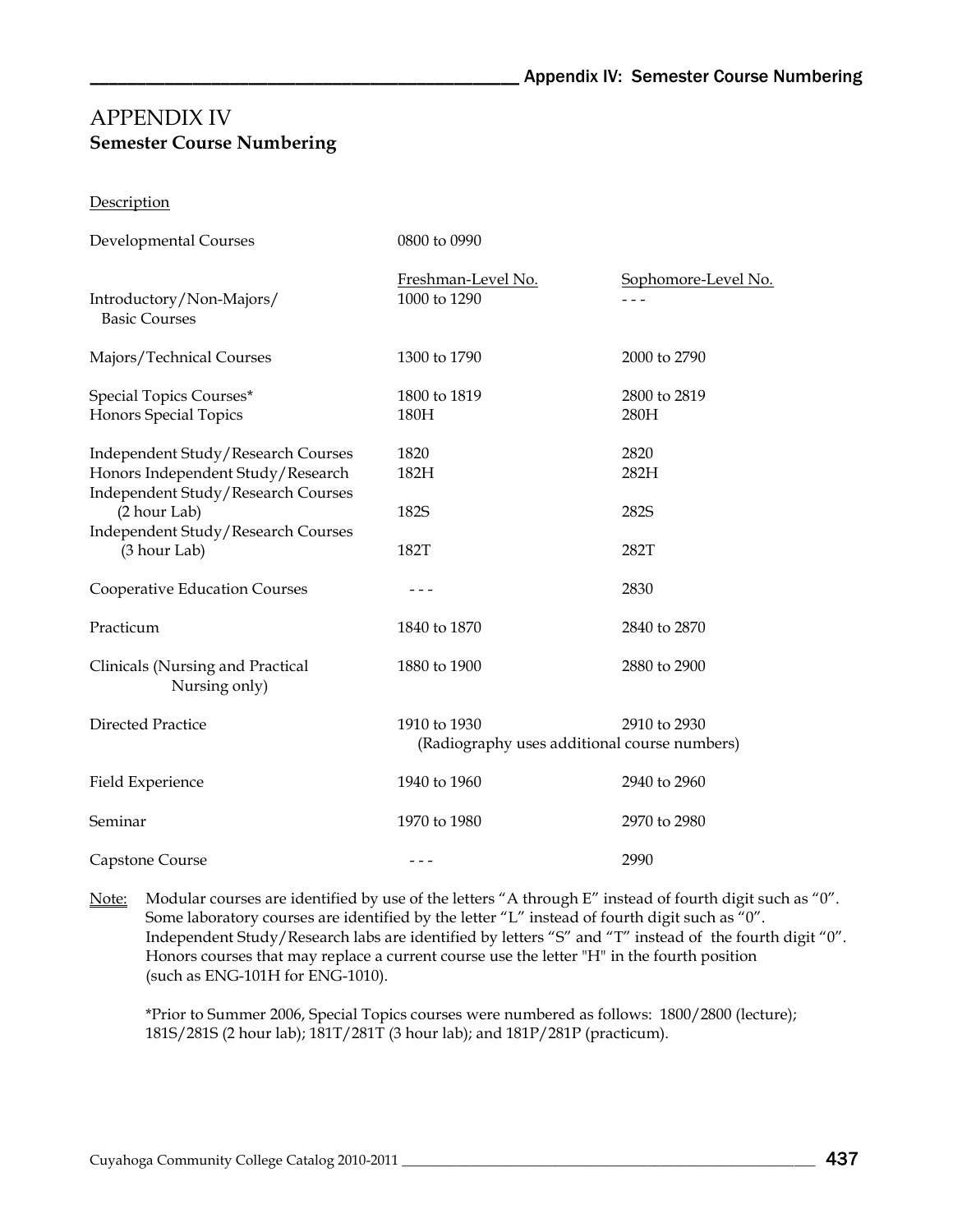# APPENDIX IV

## Semester Course Numbering

| Description | Freshman-Level No. | Sophomore-Level No. |
|---|---|---|
| Developmental Courses | 0800 to 0990 | |
| Introductory/Non-Majors/ Basic Courses | 1000 to 1290 | - - - |
| Majors/Technical Courses | 1300 to 1790 | 2000 to 2790 |
| Special Topics Courses* | 1800 to 1819 | 2800 to 2819 |
| Honors Special Topics | 180H | 280H |
| Independent Study/Research Courses | 1820 | 2820 |
| Honors Independent Study/Research | 182H | 282H |
| Independent Study/Research Courses (2 hour Lab) | 182S | 282S |
| Independent Study/Research Courses (3 hour Lab) | 182T | 282T |
| Cooperative Education Courses | - - - | 2830 |
| Practicum | 1840 to 1870 | 2840 to 2870 |
| Clinicals (Nursing and Practical Nursing only) | 1880 to 1900 | 2880 to 2900 |
| Directed Practice | 1910 to 1930 | 2910 to 2930 |
| | (Radiography uses additional course numbers) | |
| Field Experience | 1940 to 1960 | 2940 to 2960 |
| Seminar | 1970 to 1980 | 2970 to 2980 |
| Capstone Course | - - - | 2990 |

Note: Modular courses are identified by use of the letters "A through E" instead of fourth digit such as "0". Some laboratory courses are identified by the letter "L" instead of fourth digit such as "0". Independent Study/Research labs are identified by letters "S" and "T" instead of the fourth digit "0". Honors courses that may replace a current course use the letter "H" in the fourth position (such as ENG-101H for ENG-1010).

*Prior to Summer 2006, Special Topics courses were numbered as follows: 1800/2800 (lecture); 181S/281S (2 hour lab); 181T/281T (3 hour lab); and 181P/281P (practicum).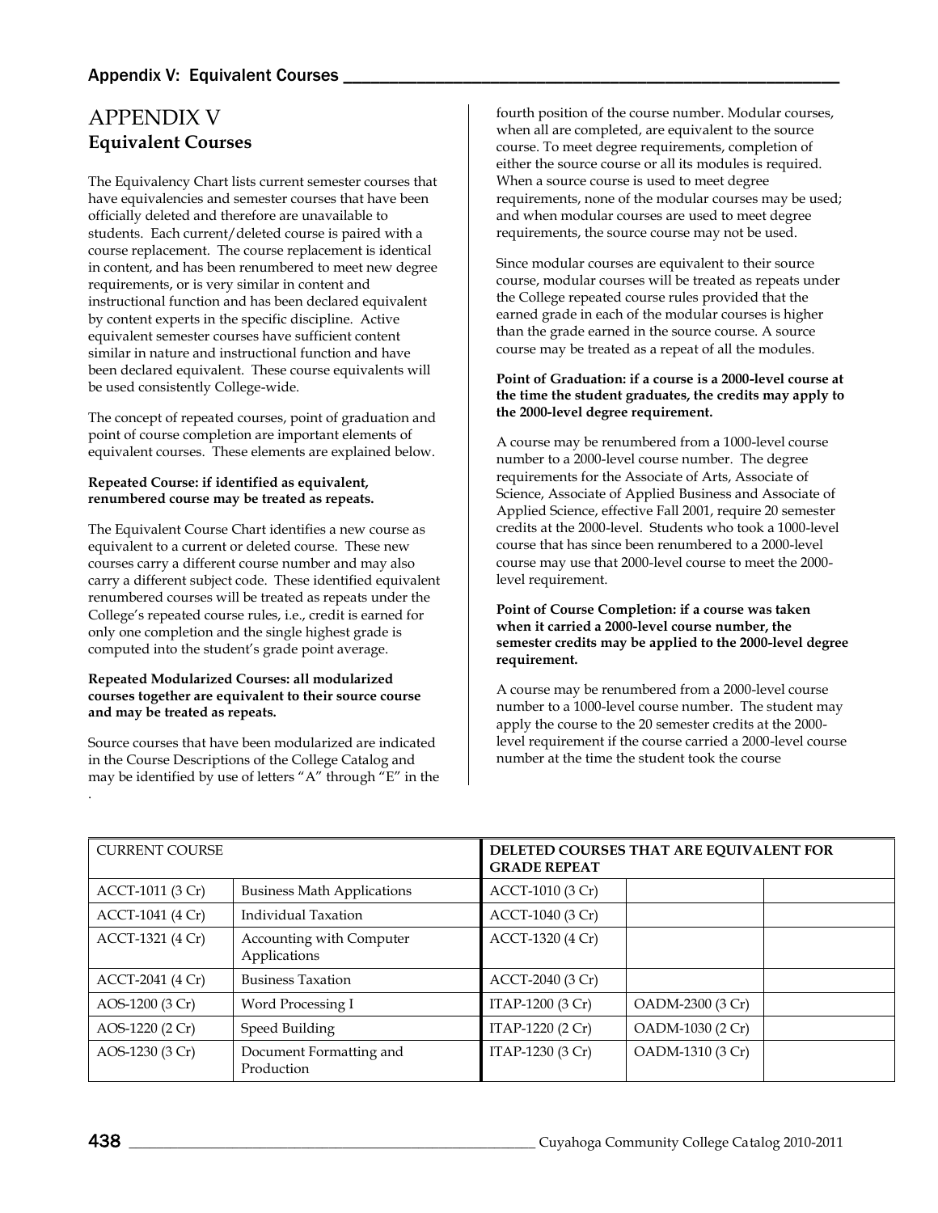# APPENDIX V

## Equivalent Courses

The Equivalency Chart lists current semester courses that have equivalencies and semester courses that have been officially deleted and therefore are unavailable to students. Each current/deleted course is paired with a course replacement. The course replacement is identical in content, and has been renumbered to meet new degree requirements, or is very similar in content and instructional function and has been declared equivalent by content experts in the specific discipline. Active equivalent semester courses have sufficient content similar in nature and instructional function and have been declared equivalent. These course equivalents will be used consistently College-wide.

The concept of repeated courses, point of graduation and point of course completion are important elements of equivalent courses. These elements are explained below.

**Repeated Course: if identified as equivalent, renumbered course may be treated as repeats.**

The Equivalent Course Chart identifies a new course as equivalent to a current or deleted course. These new courses carry a different course number and may also carry a different subject code. These identified equivalent renumbered courses will be treated as repeats under the College's repeated course rules, i.e., credit is earned for only one completion and the single highest grade is computed into the student's grade point average.

**Repeated Modularized Courses: all modularized courses together are equivalent to their source course and may be treated as repeats.**

Source courses that have been modularized are indicated in the Course Descriptions of the College Catalog and may be identified by use of letters "A" through "E" in the fourth position of the course number. Modular courses, when all are completed, are equivalent to the source course. To meet degree requirements, completion of either the source course or all its modules is required. When a source course is used to meet degree requirements, none of the modular courses may be used; and when modular courses are used to meet degree requirements, the source course may not be used.

Since modular courses are equivalent to their source course, modular courses will be treated as repeats under the College repeated course rules provided that the earned grade in each of the modular courses is higher than the grade earned in the source course. A source course may be treated as a repeat of all the modules.

**Point of Graduation: if a course is a 2000-level course at the time the student graduates, the credits may apply to the 2000-level degree requirement.**

A course may be renumbered from a 1000-level course number to a 2000-level course number. The degree requirements for the Associate of Arts, Associate of Science, Associate of Applied Business and Associate of Applied Science, effective Fall 2001, require 20 semester credits at the 2000-level. Students who took a 1000-level course that has since been renumbered to a 2000-level course may use that 2000-level course to meet the 2000-level requirement.

**Point of Course Completion: if a course was taken when it carried a 2000-level course number, the semester credits may be applied to the 2000-level degree requirement.**

A course may be renumbered from a 2000-level course number to a 1000-level course number. The student may apply the course to the 20 semester credits at the 2000-level requirement if the course carried a 2000-level course number at the time the student took the course

| CURRENT COURSE | | DELETED COURSES THAT ARE EQUIVALENT FOR GRADE REPEAT | | |
|---|---|---|---|---|
| ACCT-1011 (3 Cr) | Business Math Applications | ACCT-1010 (3 Cr) | | |
| ACCT-1041 (4 Cr) | Individual Taxation | ACCT-1040 (3 Cr) | | |
| ACCT-1321 (4 Cr) | Accounting with Computer Applications | ACCT-1320 (4 Cr) | | |
| ACCT-2041 (4 Cr) | Business Taxation | ACCT-2040 (3 Cr) | | |
| AOS-1200 (3 Cr) | Word Processing I | ITAP-1200 (3 Cr) | OADM-2300 (3 Cr) | |
| AOS-1220 (2 Cr) | Speed Building | ITAP-1220 (2 Cr) | OADM-1030 (2 Cr) | |
| AOS-1230 (3 Cr) | Document Formatting and Production | ITAP-1230 (3 Cr) | OADM-1310 (3 Cr) | |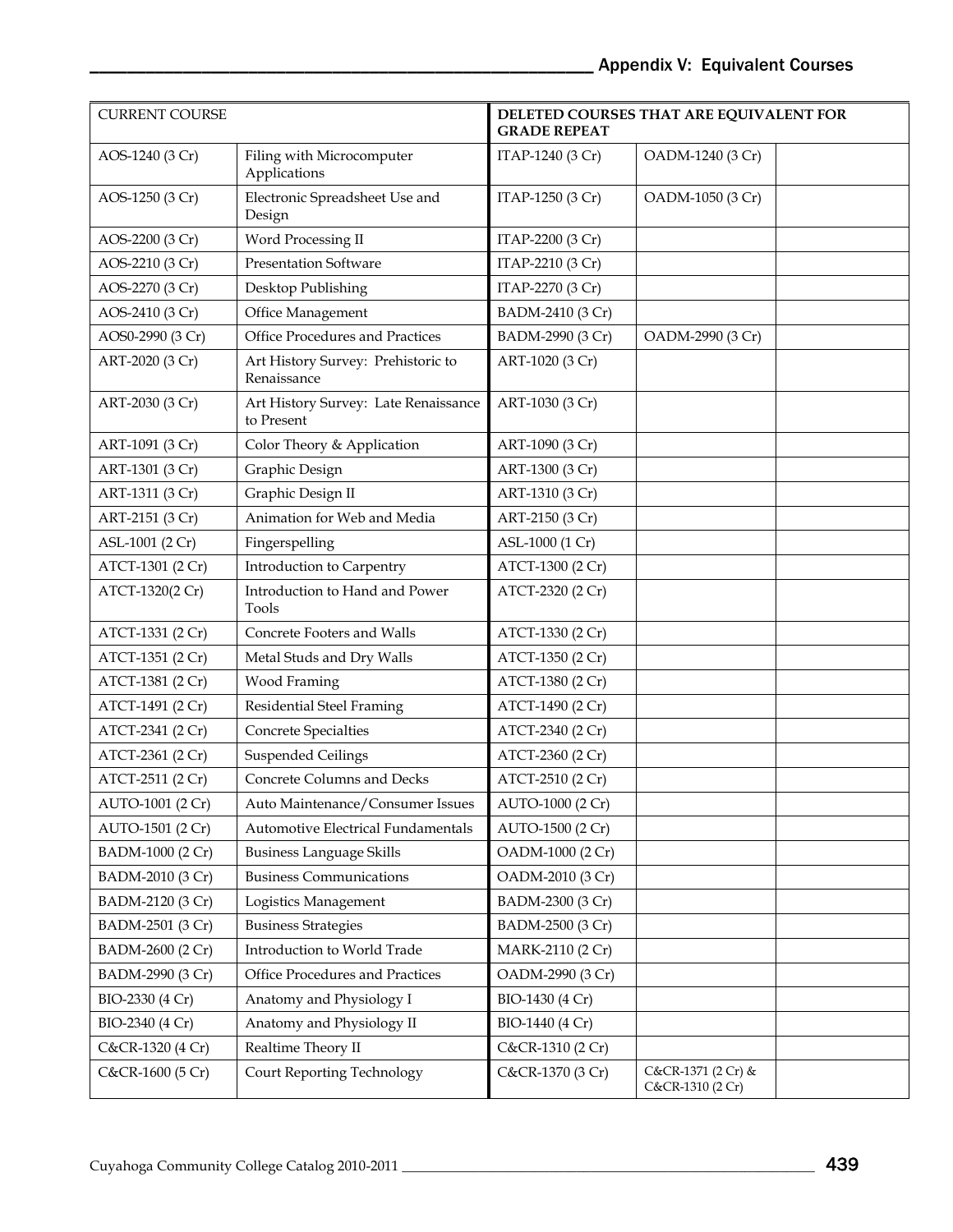| CURRENT COURSE | | DELETED COURSES THAT ARE EQUIVALENT FOR GRADE REPEAT | | |
|---|---|---|---|---|
| AOS-1240 (3 Cr) | Filing with Microcomputer Applications | ITAP-1240 (3 Cr) | OADM-1240 (3 Cr) | |
| AOS-1250 (3 Cr) | Electronic Spreadsheet Use and Design | ITAP-1250 (3 Cr) | OADM-1050 (3 Cr) | |
| AOS-2200 (3 Cr) | Word Processing II | ITAP-2200 (3 Cr) | | |
| AOS-2210 (3 Cr) | Presentation Software | ITAP-2210 (3 Cr) | | |
| AOS-2270 (3 Cr) | Desktop Publishing | ITAP-2270 (3 Cr) | | |
| AOS-2410 (3 Cr) | Office Management | BADM-2410 (3 Cr) | | |
| AOS0-2990 (3 Cr) | Office Procedures and Practices | BADM-2990 (3 Cr) | OADM-2990 (3 Cr) | |
| ART-2020 (3 Cr) | Art History Survey: Prehistoric to Renaissance | ART-1020 (3 Cr) | | |
| ART-2030 (3 Cr) | Art History Survey: Late Renaissance to Present | ART-1030 (3 Cr) | | |
| ART-1091 (3 Cr) | Color Theory & Application | ART-1090 (3 Cr) | | |
| ART-1301 (3 Cr) | Graphic Design | ART-1300 (3 Cr) | | |
| ART-1311 (3 Cr) | Graphic Design II | ART-1310 (3 Cr) | | |
| ART-2151 (3 Cr) | Animation for Web and Media | ART-2150 (3 Cr) | | |
| ASL-1001 (2 Cr) | Fingerspelling | ASL-1000 (1 Cr) | | |
| ATCT-1301 (2 Cr) | Introduction to Carpentry | ATCT-1300 (2 Cr) | | |
| ATCT-1320(2 Cr) | Introduction to Hand and Power Tools | ATCT-2320 (2 Cr) | | |
| ATCT-1331 (2 Cr) | Concrete Footers and Walls | ATCT-1330 (2 Cr) | | |
| ATCT-1351 (2 Cr) | Metal Studs and Dry Walls | ATCT-1350 (2 Cr) | | |
| ATCT-1381 (2 Cr) | Wood Framing | ATCT-1380 (2 Cr) | | |
| ATCT-1491 (2 Cr) | Residential Steel Framing | ATCT-1490 (2 Cr) | | |
| ATCT-2341 (2 Cr) | Concrete Specialties | ATCT-2340 (2 Cr) | | |
| ATCT-2361 (2 Cr) | Suspended Ceilings | ATCT-2360 (2 Cr) | | |
| ATCT-2511 (2 Cr) | Concrete Columns and Decks | ATCT-2510 (2 Cr) | | |
| AUTO-1001 (2 Cr) | Auto Maintenance/Consumer Issues | AUTO-1000 (2 Cr) | | |
| AUTO-1501 (2 Cr) | Automotive Electrical Fundamentals | AUTO-1500 (2 Cr) | | |
| BADM-1000 (2 Cr) | Business Language Skills | OADM-1000 (2 Cr) | | |
| BADM-2010 (3 Cr) | Business Communications | OADM-2010 (3 Cr) | | |
| BADM-2120 (3 Cr) | Logistics Management | BADM-2300 (3 Cr) | | |
| BADM-2501 (3 Cr) | Business Strategies | BADM-2500 (3 Cr) | | |
| BADM-2600 (2 Cr) | Introduction to World Trade | MARK-2110 (2 Cr) | | |
| BADM-2990 (3 Cr) | Office Procedures and Practices | OADM-2990 (3 Cr) | | |
| BIO-2330 (4 Cr) | Anatomy and Physiology I | BIO-1430 (4 Cr) | | |
| BIO-2340 (4 Cr) | Anatomy and Physiology II | BIO-1440 (4 Cr) | | |
| C&CR-1320 (4 Cr) | Realtime Theory II | C&CR-1310 (2 Cr) | | |
| C&CR-1600 (5 Cr) | Court Reporting Technology | C&CR-1370 (3 Cr) | C&CR-1371 (2 Cr) & C&CR-1310 (2 Cr) | |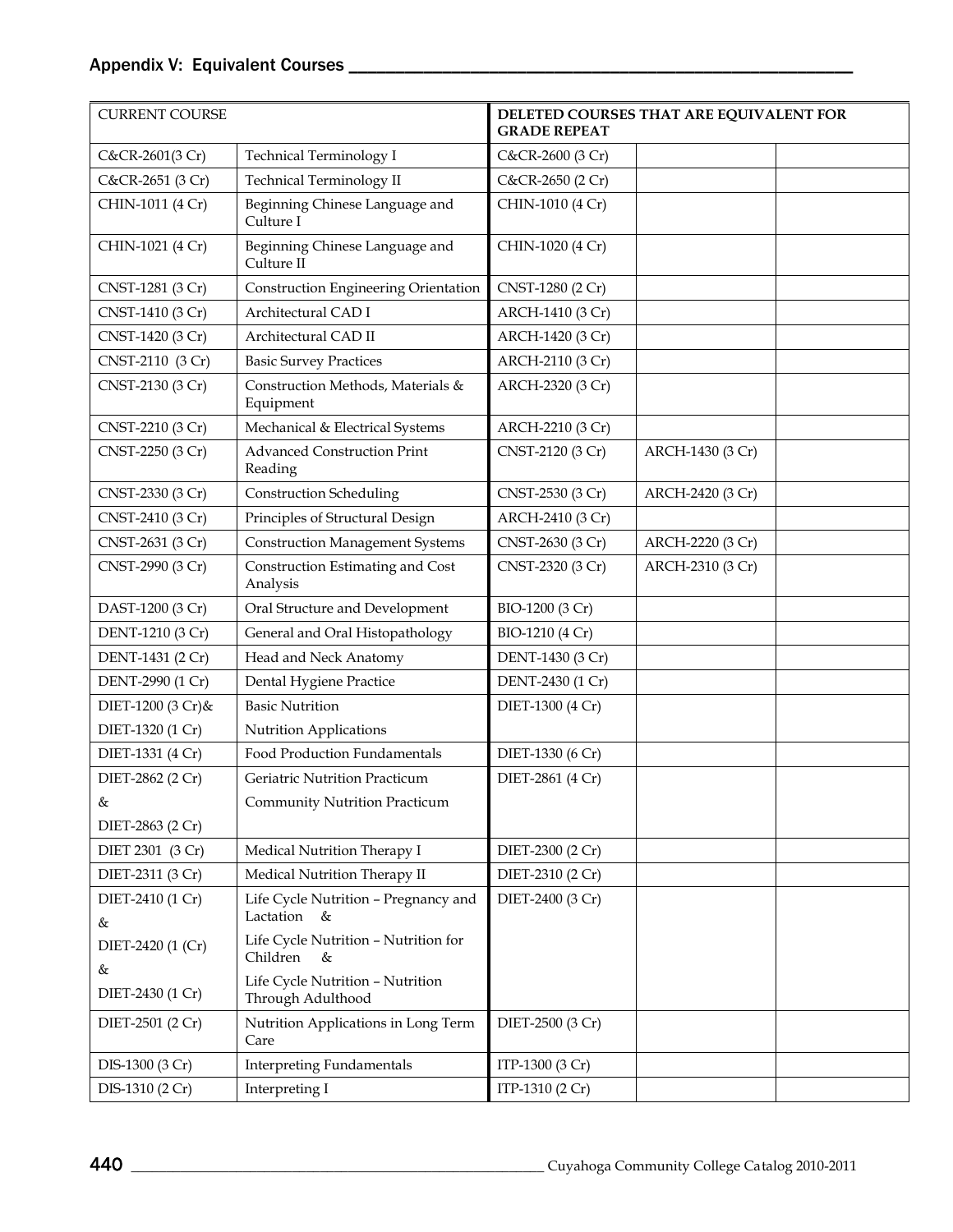## Appendix V: Equivalent Courses

| CURRENT COURSE | | DELETED COURSES THAT ARE EQUIVALENT FOR GRADE REPEAT | | |
|---|---|---|---|---|
| C&CR-2601(3 Cr) | Technical Terminology I | C&CR-2600 (3 Cr) | | |
| C&CR-2651 (3 Cr) | Technical Terminology II | C&CR-2650 (2 Cr) | | |
| CHIN-1011 (4 Cr) | Beginning Chinese Language and Culture I | CHIN-1010 (4 Cr) | | |
| CHIN-1021 (4 Cr) | Beginning Chinese Language and Culture II | CHIN-1020 (4 Cr) | | |
| CNST-1281 (3 Cr) | Construction Engineering Orientation | CNST-1280 (2 Cr) | | |
| CNST-1410 (3 Cr) | Architectural CAD I | ARCH-1410 (3 Cr) | | |
| CNST-1420 (3 Cr) | Architectural CAD II | ARCH-1420 (3 Cr) | | |
| CNST-2110 (3 Cr) | Basic Survey Practices | ARCH-2110 (3 Cr) | | |
| CNST-2130 (3 Cr) | Construction Methods, Materials & Equipment | ARCH-2320 (3 Cr) | | |
| CNST-2210 (3 Cr) | Mechanical & Electrical Systems | ARCH-2210 (3 Cr) | | |
| CNST-2250 (3 Cr) | Advanced Construction Print Reading | CNST-2120 (3 Cr) | ARCH-1430 (3 Cr) | |
| CNST-2330 (3 Cr) | Construction Scheduling | CNST-2530 (3 Cr) | ARCH-2420 (3 Cr) | |
| CNST-2410 (3 Cr) | Principles of Structural Design | ARCH-2410 (3 Cr) | | |
| CNST-2631 (3 Cr) | Construction Management Systems | CNST-2630 (3 Cr) | ARCH-2220 (3 Cr) | |
| CNST-2990 (3 Cr) | Construction Estimating and Cost Analysis | CNST-2320 (3 Cr) | ARCH-2310 (3 Cr) | |
| DAST-1200 (3 Cr) | Oral Structure and Development | BIO-1200 (3 Cr) | | |
| DENT-1210 (3 Cr) | General and Oral Histopathology | BIO-1210 (4 Cr) | | |
| DENT-1431 (2 Cr) | Head and Neck Anatomy | DENT-1430 (3 Cr) | | |
| DENT-2990 (1 Cr) | Dental Hygiene Practice | DENT-2430 (1 Cr) | | |
| DIET-1200 (3 Cr)& DIET-1320 (1 Cr) | Basic Nutrition Nutrition Applications | DIET-1300 (4 Cr) | | |
| DIET-1331 (4 Cr) | Food Production Fundamentals | DIET-1330 (6 Cr) | | |
| DIET-2862 (2 Cr) & DIET-2863 (2 Cr) | Geriatric Nutrition Practicum Community Nutrition Practicum | DIET-2861 (4 Cr) | | |
| DIET 2301 (3 Cr) | Medical Nutrition Therapy I | DIET-2300 (2 Cr) | | |
| DIET-2311 (3 Cr) | Medical Nutrition Therapy II | DIET-2310 (2 Cr) | | |
| DIET-2410 (1 Cr) & DIET-2420 (1 (Cr) & DIET-2430 (1 Cr) | Life Cycle Nutrition – Pregnancy and Lactation & Life Cycle Nutrition – Nutrition for Children & Life Cycle Nutrition – Nutrition Through Adulthood | DIET-2400 (3 Cr) | | |
| DIET-2501 (2 Cr) | Nutrition Applications in Long Term Care | DIET-2500 (3 Cr) | | |
| DIS-1300 (3 Cr) | Interpreting Fundamentals | ITP-1300 (3 Cr) | | |
| DIS-1310 (2 Cr) | Interpreting I | ITP-1310 (2 Cr) | | |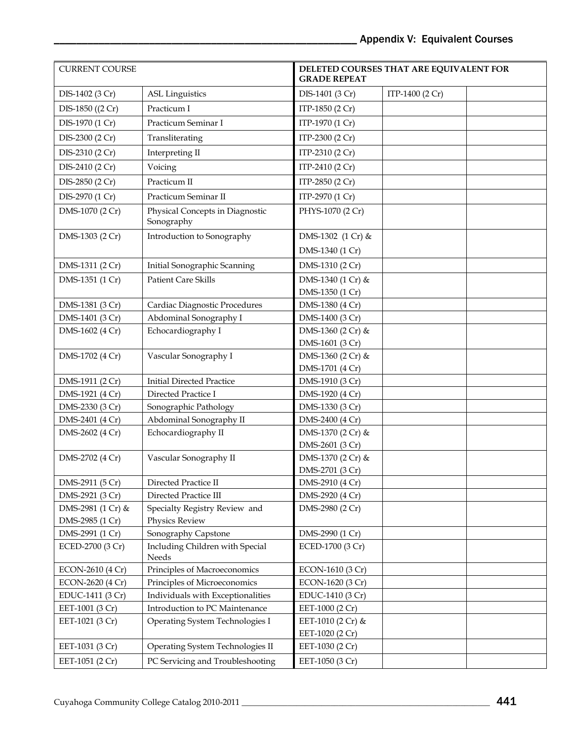## Appendix V: Equivalent Courses

| CURRENT COURSE | | DELETED COURSES THAT ARE EQUIVALENT FOR GRADE REPEAT | | |
|---|---|---|---|---|
| DIS-1402 (3 Cr) | ASL Linguistics | DIS-1401 (3 Cr) | ITP-1400 (2 Cr) | |
| DIS-1850 ((2 Cr) | Practicum I | ITP-1850 (2 Cr) | | |
| DIS-1970 (1 Cr) | Practicum Seminar I | ITP-1970 (1 Cr) | | |
| DIS-2300 (2 Cr) | Transliterating | ITP-2300 (2 Cr) | | |
| DIS-2310 (2 Cr) | Interpreting II | ITP-2310 (2 Cr) | | |
| DIS-2410 (2 Cr) | Voicing | ITP-2410 (2 Cr) | | |
| DIS-2850 (2 Cr) | Practicum II | ITP-2850 (2 Cr) | | |
| DIS-2970 (1 Cr) | Practicum Seminar II | ITP-2970 (1 Cr) | | |
| DMS-1070 (2 Cr) | Physical Concepts in Diagnostic Sonography | PHYS-1070 (2 Cr) | | |
| DMS-1303 (2 Cr) | Introduction to Sonography | DMS-1302 (1 Cr) & DMS-1340 (1 Cr) | | |
| DMS-1311 (2 Cr) | Initial Sonographic Scanning | DMS-1310 (2 Cr) | | |
| DMS-1351 (1 Cr) | Patient Care Skills | DMS-1340 (1 Cr) & DMS-1350 (1 Cr) | | |
| DMS-1381 (3 Cr) | Cardiac Diagnostic Procedures | DMS-1380 (4 Cr) | | |
| DMS-1401 (3 Cr) | Abdominal Sonography I | DMS-1400 (3 Cr) | | |
| DMS-1602 (4 Cr) | Echocardiography I | DMS-1360 (2 Cr) & DMS-1601 (3 Cr) | | |
| DMS-1702 (4 Cr) | Vascular Sonography I | DMS-1360 (2 Cr) & DMS-1701 (4 Cr) | | |
| DMS-1911 (2 Cr) | Initial Directed Practice | DMS-1910 (3 Cr) | | |
| DMS-1921 (4 Cr) | Directed Practice I | DMS-1920 (4 Cr) | | |
| DMS-2330 (3 Cr) | Sonographic Pathology | DMS-1330 (3 Cr) | | |
| DMS-2401 (4 Cr) | Abdominal Sonography II | DMS-2400 (4 Cr) | | |
| DMS-2602 (4 Cr) | Echocardiography II | DMS-1370 (2 Cr) & DMS-2601 (3 Cr) | | |
| DMS-2702 (4 Cr) | Vascular Sonography II | DMS-1370 (2 Cr) & DMS-2701 (3 Cr) | | |
| DMS-2911 (5 Cr) | Directed Practice II | DMS-2910 (4 Cr) | | |
| DMS-2921 (3 Cr) | Directed Practice III | DMS-2920 (4 Cr) | | |
| DMS-2981 (1 Cr) & DMS-2985 (1 Cr) | Specialty Registry Review and Physics Review | DMS-2980 (2 Cr) | | |
| DMS-2991 (1 Cr) | Sonography Capstone | DMS-2990 (1 Cr) | | |
| ECED-2700 (3 Cr) | Including Children with Special Needs | ECED-1700 (3 Cr) | | |
| ECON-2610 (4 Cr) | Principles of Macroeconomics | ECON-1610 (3 Cr) | | |
| ECON-2620 (4 Cr) | Principles of Microeconomics | ECON-1620 (3 Cr) | | |
| EDUC-1411 (3 Cr) | Individuals with Exceptionalities | EDUC-1410 (3 Cr) | | |
| EET-1001 (3 Cr) | Introduction to PC Maintenance | EET-1000 (2 Cr) | | |
| EET-1021 (3 Cr) | Operating System Technologies I | EET-1010 (2 Cr) & EET-1020 (2 Cr) | | |
| EET-1031 (3 Cr) | Operating System Technologies II | EET-1030 (2 Cr) | | |
| EET-1051 (2 Cr) | PC Servicing and Troubleshooting | EET-1050 (3 Cr) | | |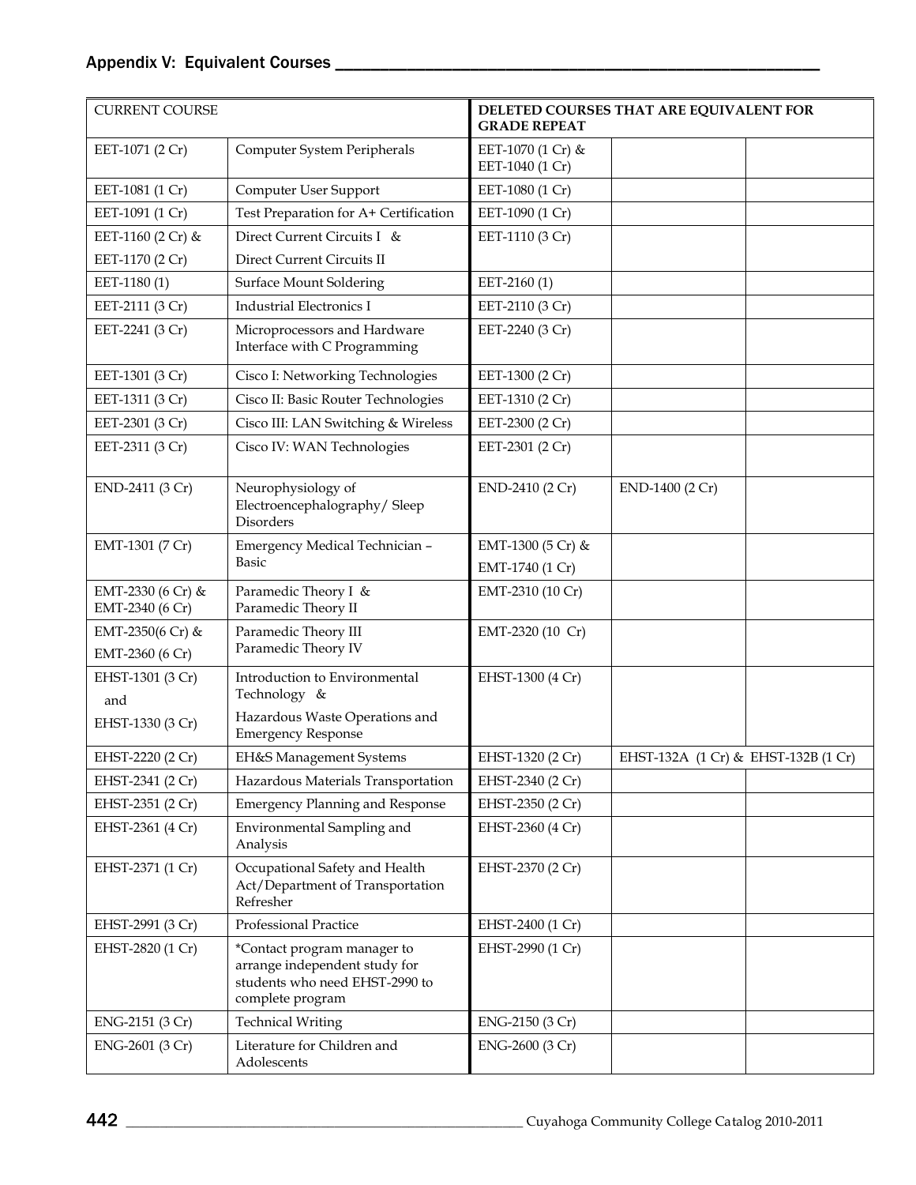## Appendix V: Equivalent Courses

| CURRENT COURSE | | DELETED COURSES THAT ARE EQUIVALENT FOR GRADE REPEAT | | |
|---|---|---|---|---|
| EET-1071 (2 Cr) | Computer System Peripherals | EET-1070 (1 Cr) & EET-1040 (1 Cr) | | |
| EET-1081 (1 Cr) | Computer User Support | EET-1080 (1 Cr) | | |
| EET-1091 (1 Cr) | Test Preparation for A+ Certification | EET-1090 (1 Cr) | | |
| EET-1160 (2 Cr) & EET-1170 (2 Cr) | Direct Current Circuits I & Direct Current Circuits II | EET-1110 (3 Cr) | | |
| EET-1180 (1) | Surface Mount Soldering | EET-2160 (1) | | |
| EET-2111 (3 Cr) | Industrial Electronics I | EET-2110 (3 Cr) | | |
| EET-2241 (3 Cr) | Microprocessors and Hardware Interface with C Programming | EET-2240 (3 Cr) | | |
| EET-1301 (3 Cr) | Cisco I: Networking Technologies | EET-1300 (2 Cr) | | |
| EET-1311 (3 Cr) | Cisco II: Basic Router Technologies | EET-1310 (2 Cr) | | |
| EET-2301 (3 Cr) | Cisco III: LAN Switching & Wireless | EET-2300 (2 Cr) | | |
| EET-2311 (3 Cr) | Cisco IV: WAN Technologies | EET-2301 (2 Cr) | | |
| END-2411 (3 Cr) | Neurophysiology of Electroencephalography/ Sleep Disorders | END-2410 (2 Cr) | END-1400 (2 Cr) | |
| EMT-1301 (7 Cr) | Emergency Medical Technician – Basic | EMT-1300 (5 Cr) & EMT-1740 (1 Cr) | | |
| EMT-2330 (6 Cr) & EMT-2340 (6 Cr) | Paramedic Theory I & Paramedic Theory II | EMT-2310 (10 Cr) | | |
| EMT-2350(6 Cr) & EMT-2360 (6 Cr) | Paramedic Theory III Paramedic Theory IV | EMT-2320 (10 Cr) | | |
| EHST-1301 (3 Cr) and EHST-1330 (3 Cr) | Introduction to Environmental Technology & Hazardous Waste Operations and Emergency Response | EHST-1300 (4 Cr) | | |
| EHST-2220 (2 Cr) | EH&S Management Systems | EHST-1320 (2 Cr) | EHST-132A (1 Cr) & EHST-132B (1 Cr) | |
| EHST-2341 (2 Cr) | Hazardous Materials Transportation | EHST-2340 (2 Cr) | | |
| EHST-2351 (2 Cr) | Emergency Planning and Response | EHST-2350 (2 Cr) | | |
| EHST-2361 (4 Cr) | Environmental Sampling and Analysis | EHST-2360 (4 Cr) | | |
| EHST-2371 (1 Cr) | Occupational Safety and Health Act/Department of Transportation Refresher | EHST-2370 (2 Cr) | | |
| EHST-2991 (3 Cr) | Professional Practice | EHST-2400 (1 Cr) | | |
| EHST-2820 (1 Cr) | *Contact program manager to arrange independent study for students who need EHST-2990 to complete program | EHST-2990 (1 Cr) | | |
| ENG-2151 (3 Cr) | Technical Writing | ENG-2150 (3 Cr) | | |
| ENG-2601 (3 Cr) | Literature for Children and Adolescents | ENG-2600 (3 Cr) | | |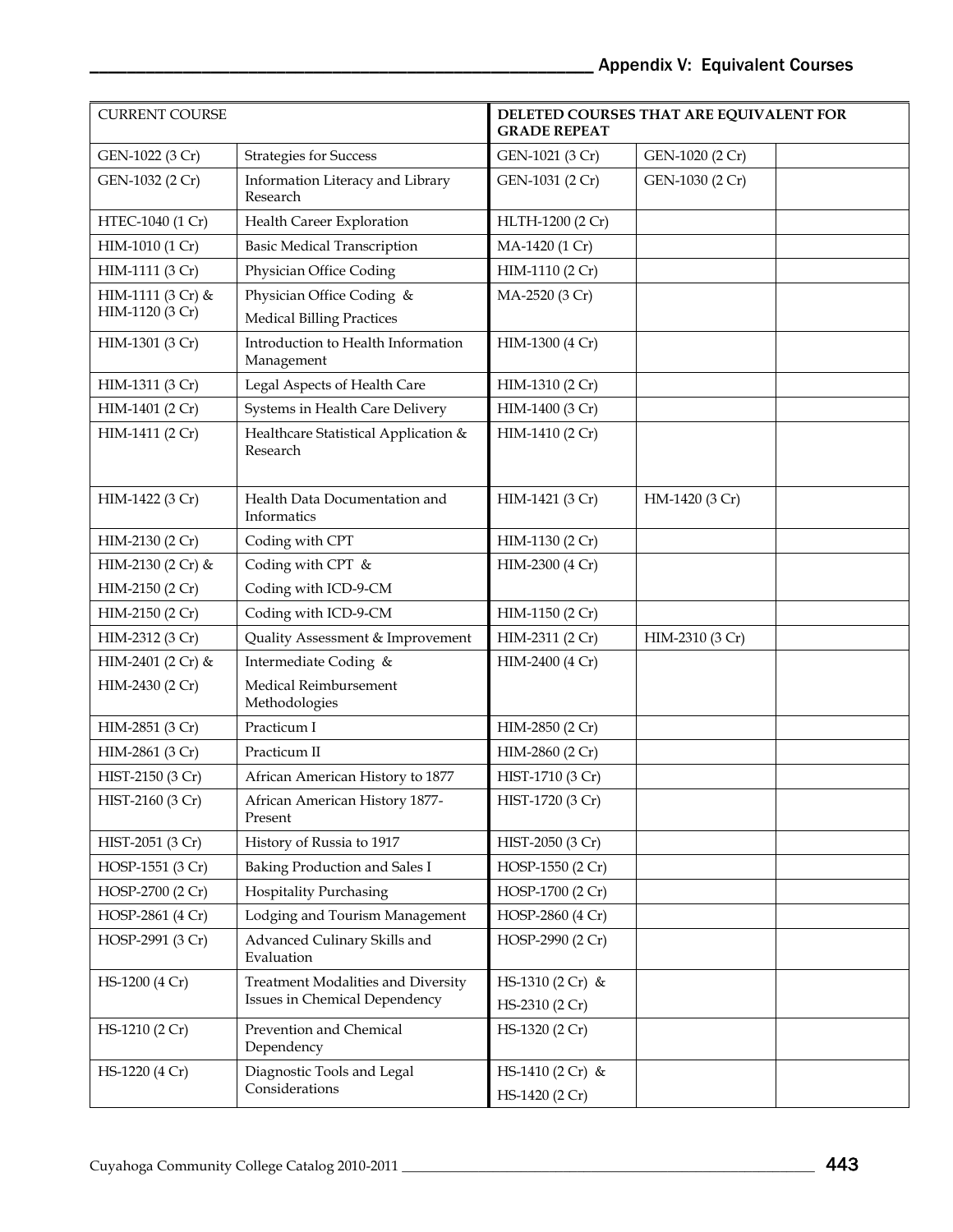## Appendix V: Equivalent Courses

| CURRENT COURSE | | DELETED COURSES THAT ARE EQUIVALENT FOR GRADE REPEAT | | |
|---|---|---|---|---|
| GEN-1022 (3 Cr) | Strategies for Success | GEN-1021 (3 Cr) | GEN-1020 (2 Cr) | |
| GEN-1032 (2 Cr) | Information Literacy and Library Research | GEN-1031 (2 Cr) | GEN-1030 (2 Cr) | |
| HTEC-1040 (1 Cr) | Health Career Exploration | HLTH-1200 (2 Cr) | | |
| HIM-1010 (1 Cr) | Basic Medical Transcription | MA-1420 (1 Cr) | | |
| HIM-1111 (3 Cr) | Physician Office Coding | HIM-1110 (2 Cr) | | |
| HIM-1111 (3 Cr) & HIM-1120 (3 Cr) | Physician Office Coding & Medical Billing Practices | MA-2520 (3 Cr) | | |
| HIM-1301 (3 Cr) | Introduction to Health Information Management | HIM-1300 (4 Cr) | | |
| HIM-1311 (3 Cr) | Legal Aspects of Health Care | HIM-1310 (2 Cr) | | |
| HIM-1401 (2 Cr) | Systems in Health Care Delivery | HIM-1400 (3 Cr) | | |
| HIM-1411 (2 Cr) | Healthcare Statistical Application & Research | HIM-1410 (2 Cr) | | |
| HIM-1422 (3 Cr) | Health Data Documentation and Informatics | HIM-1421 (3 Cr) | HM-1420 (3 Cr) | |
| HIM-2130 (2 Cr) | Coding with CPT | HIM-1130 (2 Cr) | | |
| HIM-2130 (2 Cr) & HIM-2150 (2 Cr) | Coding with CPT & Coding with ICD-9-CM | HIM-2300 (4 Cr) | | |
| HIM-2150 (2 Cr) | Coding with ICD-9-CM | HIM-1150 (2 Cr) | | |
| HIM-2312 (3 Cr) | Quality Assessment & Improvement | HIM-2311 (2 Cr) | HIM-2310 (3 Cr) | |
| HIM-2401 (2 Cr) & HIM-2430 (2 Cr) | Intermediate Coding & Medical Reimbursement Methodologies | HIM-2400 (4 Cr) | | |
| HIM-2851 (3 Cr) | Practicum I | HIM-2850 (2 Cr) | | |
| HIM-2861 (3 Cr) | Practicum II | HIM-2860 (2 Cr) | | |
| HIST-2150 (3 Cr) | African American History to 1877 | HIST-1710 (3 Cr) | | |
| HIST-2160 (3 Cr) | African American History 1877-Present | HIST-1720 (3 Cr) | | |
| HIST-2051 (3 Cr) | History of Russia to 1917 | HIST-2050 (3 Cr) | | |
| HOSP-1551 (3 Cr) | Baking Production and Sales I | HOSP-1550 (2 Cr) | | |
| HOSP-2700 (2 Cr) | Hospitality Purchasing | HOSP-1700 (2 Cr) | | |
| HOSP-2861 (4 Cr) | Lodging and Tourism Management | HOSP-2860 (4 Cr) | | |
| HOSP-2991 (3 Cr) | Advanced Culinary Skills and Evaluation | HOSP-2990 (2 Cr) | | |
| HS-1200 (4 Cr) | Treatment Modalities and Diversity Issues in Chemical Dependency | HS-1310 (2 Cr) & HS-2310 (2 Cr) | | |
| HS-1210 (2 Cr) | Prevention and Chemical Dependency | HS-1320 (2 Cr) | | |
| HS-1220 (4 Cr) | Diagnostic Tools and Legal Considerations | HS-1410 (2 Cr) & HS-1420 (2 Cr) | | |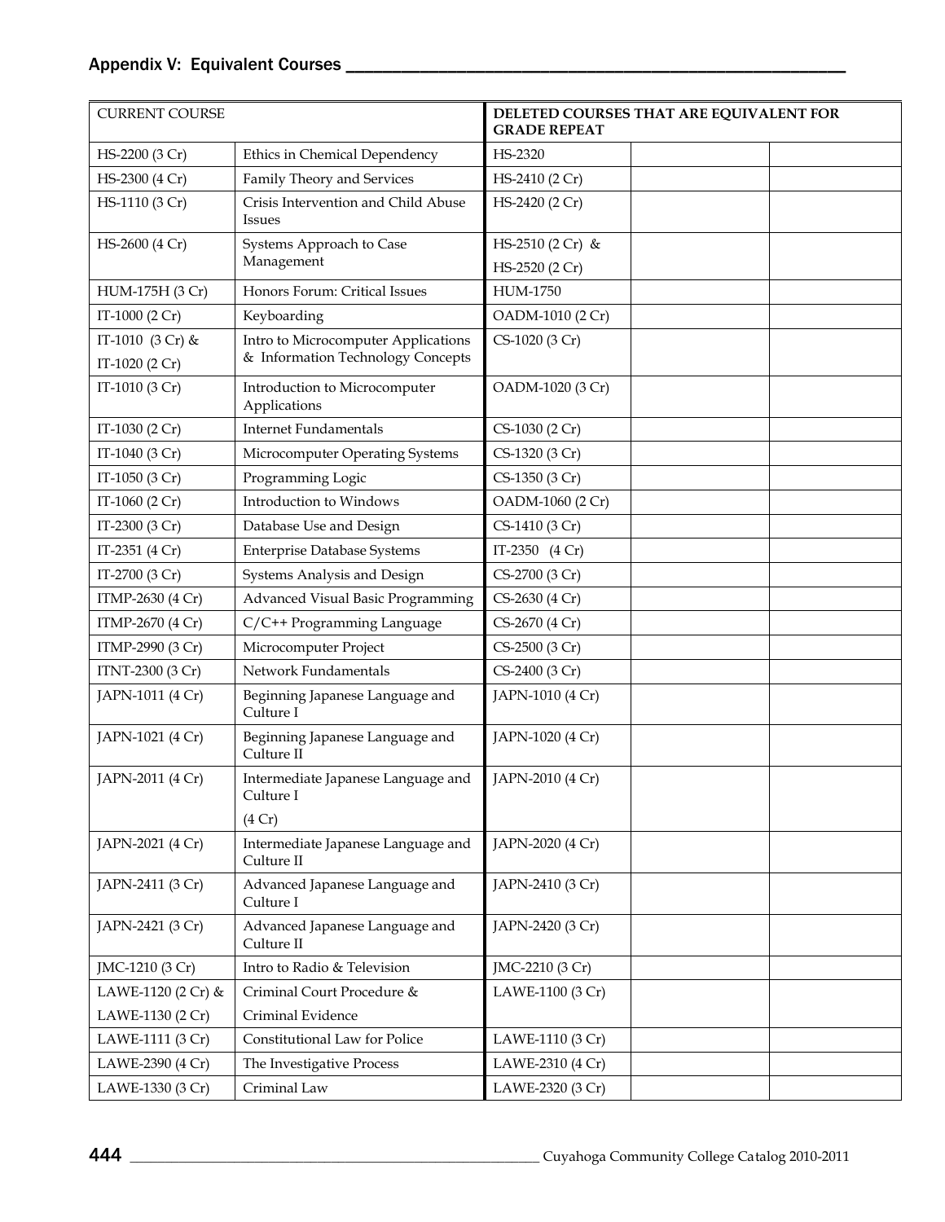## Appendix V: Equivalent Courses

| CURRENT COURSE | | DELETED COURSES THAT ARE EQUIVALENT FOR GRADE REPEAT | | |
|---|---|---|---|---|
| HS-2200 (3 Cr) | Ethics in Chemical Dependency | HS-2320 | | |
| HS-2300 (4 Cr) | Family Theory and Services | HS-2410 (2 Cr) | | |
| HS-1110 (3 Cr) | Crisis Intervention and Child Abuse Issues | HS-2420 (2 Cr) | | |
| HS-2600 (4 Cr) | Systems Approach to Case Management | HS-2510 (2 Cr) & HS-2520 (2 Cr) | | |
| HUM-175H (3 Cr) | Honors Forum: Critical Issues | HUM-1750 | | |
| IT-1000 (2 Cr) | Keyboarding | OADM-1010 (2 Cr) | | |
| IT-1010 (3 Cr) & IT-1020 (2 Cr) | Intro to Microcomputer Applications & Information Technology Concepts | CS-1020 (3 Cr) | | |
| IT-1010 (3 Cr) | Introduction to Microcomputer Applications | OADM-1020 (3 Cr) | | |
| IT-1030 (2 Cr) | Internet Fundamentals | CS-1030 (2 Cr) | | |
| IT-1040 (3 Cr) | Microcomputer Operating Systems | CS-1320 (3 Cr) | | |
| IT-1050 (3 Cr) | Programming Logic | CS-1350 (3 Cr) | | |
| IT-1060 (2 Cr) | Introduction to Windows | OADM-1060 (2 Cr) | | |
| IT-2300 (3 Cr) | Database Use and Design | CS-1410 (3 Cr) | | |
| IT-2351 (4 Cr) | Enterprise Database Systems | IT-2350 (4 Cr) | | |
| IT-2700 (3 Cr) | Systems Analysis and Design | CS-2700 (3 Cr) | | |
| ITMP-2630 (4 Cr) | Advanced Visual Basic Programming | CS-2630 (4 Cr) | | |
| ITMP-2670 (4 Cr) | C/C++ Programming Language | CS-2670 (4 Cr) | | |
| ITMP-2990 (3 Cr) | Microcomputer Project | CS-2500 (3 Cr) | | |
| ITNT-2300 (3 Cr) | Network Fundamentals | CS-2400 (3 Cr) | | |
| JAPN-1011 (4 Cr) | Beginning Japanese Language and Culture I | JAPN-1010 (4 Cr) | | |
| JAPN-1021 (4 Cr) | Beginning Japanese Language and Culture II | JAPN-1020 (4 Cr) | | |
| JAPN-2011 (4 Cr) | Intermediate Japanese Language and Culture I (4 Cr) | JAPN-2010 (4 Cr) | | |
| JAPN-2021 (4 Cr) | Intermediate Japanese Language and Culture II | JAPN-2020 (4 Cr) | | |
| JAPN-2411 (3 Cr) | Advanced Japanese Language and Culture I | JAPN-2410 (3 Cr) | | |
| JAPN-2421 (3 Cr) | Advanced Japanese Language and Culture II | JAPN-2420 (3 Cr) | | |
| JMC-1210 (3 Cr) | Intro to Radio & Television | JMC-2210 (3 Cr) | | |
| LAWE-1120 (2 Cr) & LAWE-1130 (2 Cr) | Criminal Court Procedure & Criminal Evidence | LAWE-1100 (3 Cr) | | |
| LAWE-1111 (3 Cr) | Constitutional Law for Police | LAWE-1110 (3 Cr) | | |
| LAWE-2390 (4 Cr) | The Investigative Process | LAWE-2310 (4 Cr) | | |
| LAWE-1330 (3 Cr) | Criminal Law | LAWE-2320 (3 Cr) | | |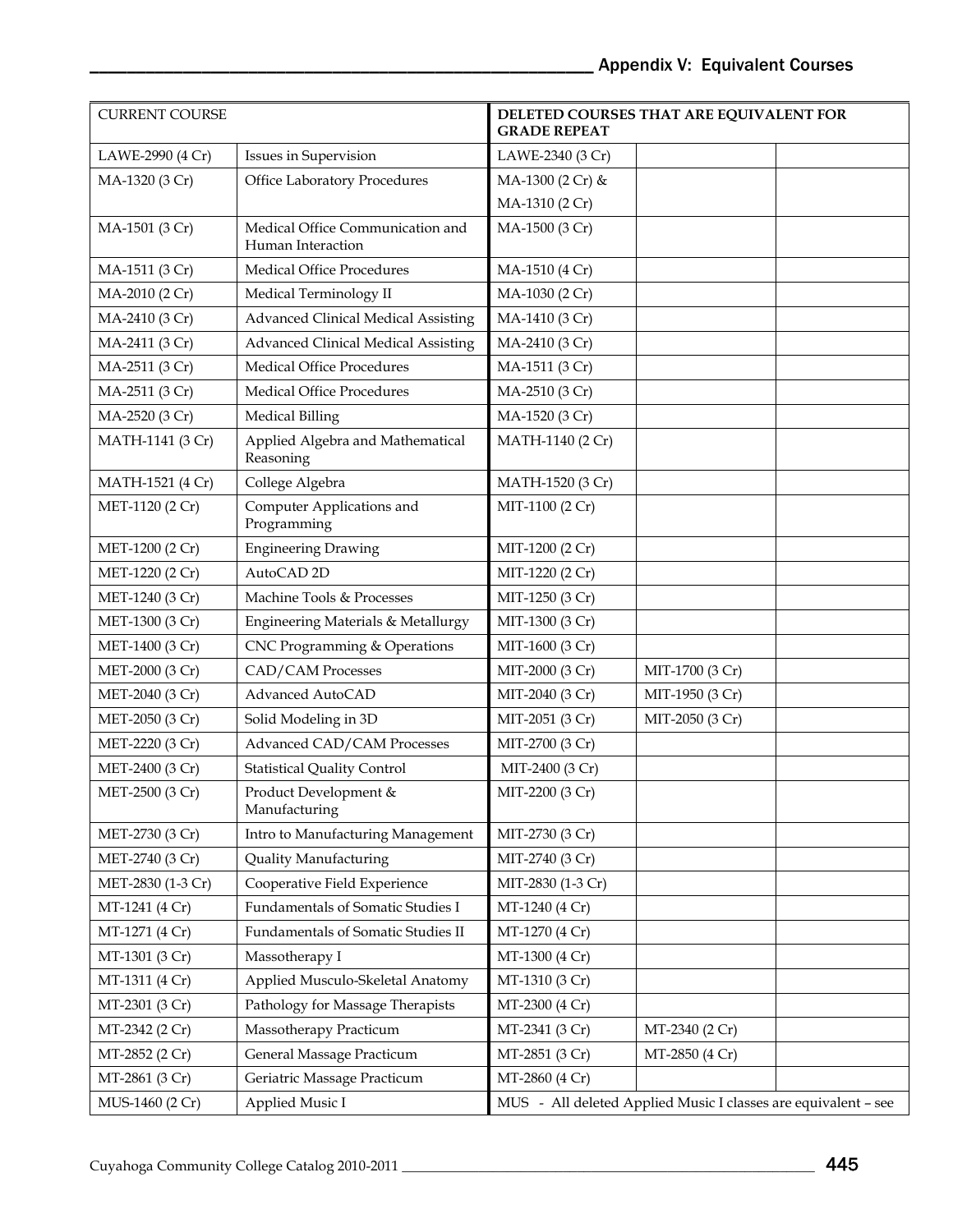| CURRENT COURSE | | DELETED COURSES THAT ARE EQUIVALENT FOR GRADE REPEAT | | |
|---|---|---|---|---|
| LAWE-2990 (4 Cr) | Issues in Supervision | LAWE-2340 (3 Cr) | | |
| MA-1320 (3 Cr) | Office Laboratory Procedures | MA-1300 (2 Cr) & MA-1310 (2 Cr) | | |
| MA-1501 (3 Cr) | Medical Office Communication and Human Interaction | MA-1500 (3 Cr) | | |
| MA-1511 (3 Cr) | Medical Office Procedures | MA-1510 (4 Cr) | | |
| MA-2010 (2 Cr) | Medical Terminology II | MA-1030 (2 Cr) | | |
| MA-2410 (3 Cr) | Advanced Clinical Medical Assisting | MA-1410 (3 Cr) | | |
| MA-2411 (3 Cr) | Advanced Clinical Medical Assisting | MA-2410 (3 Cr) | | |
| MA-2511 (3 Cr) | Medical Office Procedures | MA-1511 (3 Cr) | | |
| MA-2511 (3 Cr) | Medical Office Procedures | MA-2510 (3 Cr) | | |
| MA-2520 (3 Cr) | Medical Billing | MA-1520 (3 Cr) | | |
| MATH-1141 (3 Cr) | Applied Algebra and Mathematical Reasoning | MATH-1140 (2 Cr) | | |
| MATH-1521 (4 Cr) | College Algebra | MATH-1520 (3 Cr) | | |
| MET-1120 (2 Cr) | Computer Applications and Programming | MIT-1100 (2 Cr) | | |
| MET-1200 (2 Cr) | Engineering Drawing | MIT-1200 (2 Cr) | | |
| MET-1220 (2 Cr) | AutoCAD 2D | MIT-1220 (2 Cr) | | |
| MET-1240 (3 Cr) | Machine Tools & Processes | MIT-1250 (3 Cr) | | |
| MET-1300 (3 Cr) | Engineering Materials & Metallurgy | MIT-1300 (3 Cr) | | |
| MET-1400 (3 Cr) | CNC Programming & Operations | MIT-1600 (3 Cr) | | |
| MET-2000 (3 Cr) | CAD/CAM Processes | MIT-2000 (3 Cr) | MIT-1700 (3 Cr) | |
| MET-2040 (3 Cr) | Advanced AutoCAD | MIT-2040 (3 Cr) | MIT-1950 (3 Cr) | |
| MET-2050 (3 Cr) | Solid Modeling in 3D | MIT-2051 (3 Cr) | MIT-2050 (3 Cr) | |
| MET-2220 (3 Cr) | Advanced CAD/CAM Processes | MIT-2700 (3 Cr) | | |
| MET-2400 (3 Cr) | Statistical Quality Control | MIT-2400 (3 Cr) | | |
| MET-2500 (3 Cr) | Product Development & Manufacturing | MIT-2200 (3 Cr) | | |
| MET-2730 (3 Cr) | Intro to Manufacturing Management | MIT-2730 (3 Cr) | | |
| MET-2740 (3 Cr) | Quality Manufacturing | MIT-2740 (3 Cr) | | |
| MET-2830 (1-3 Cr) | Cooperative Field Experience | MIT-2830 (1-3 Cr) | | |
| MT-1241 (4 Cr) | Fundamentals of Somatic Studies I | MT-1240 (4 Cr) | | |
| MT-1271 (4 Cr) | Fundamentals of Somatic Studies II | MT-1270 (4 Cr) | | |
| MT-1301 (3 Cr) | Massotherapy I | MT-1300 (4 Cr) | | |
| MT-1311 (4 Cr) | Applied Musculo-Skeletal Anatomy | MT-1310 (3 Cr) | | |
| MT-2301 (3 Cr) | Pathology for Massage Therapists | MT-2300 (4 Cr) | | |
| MT-2342 (2 Cr) | Massotherapy Practicum | MT-2341 (3 Cr) | MT-2340 (2 Cr) | |
| MT-2852 (2 Cr) | General Massage Practicum | MT-2851 (3 Cr) | MT-2850 (4 Cr) | |
| MT-2861 (3 Cr) | Geriatric Massage Practicum | MT-2860 (4 Cr) | | |
| MUS-1460 (2 Cr) | Applied Music I | MUS - All deleted Applied Music I classes are equivalent – see | | |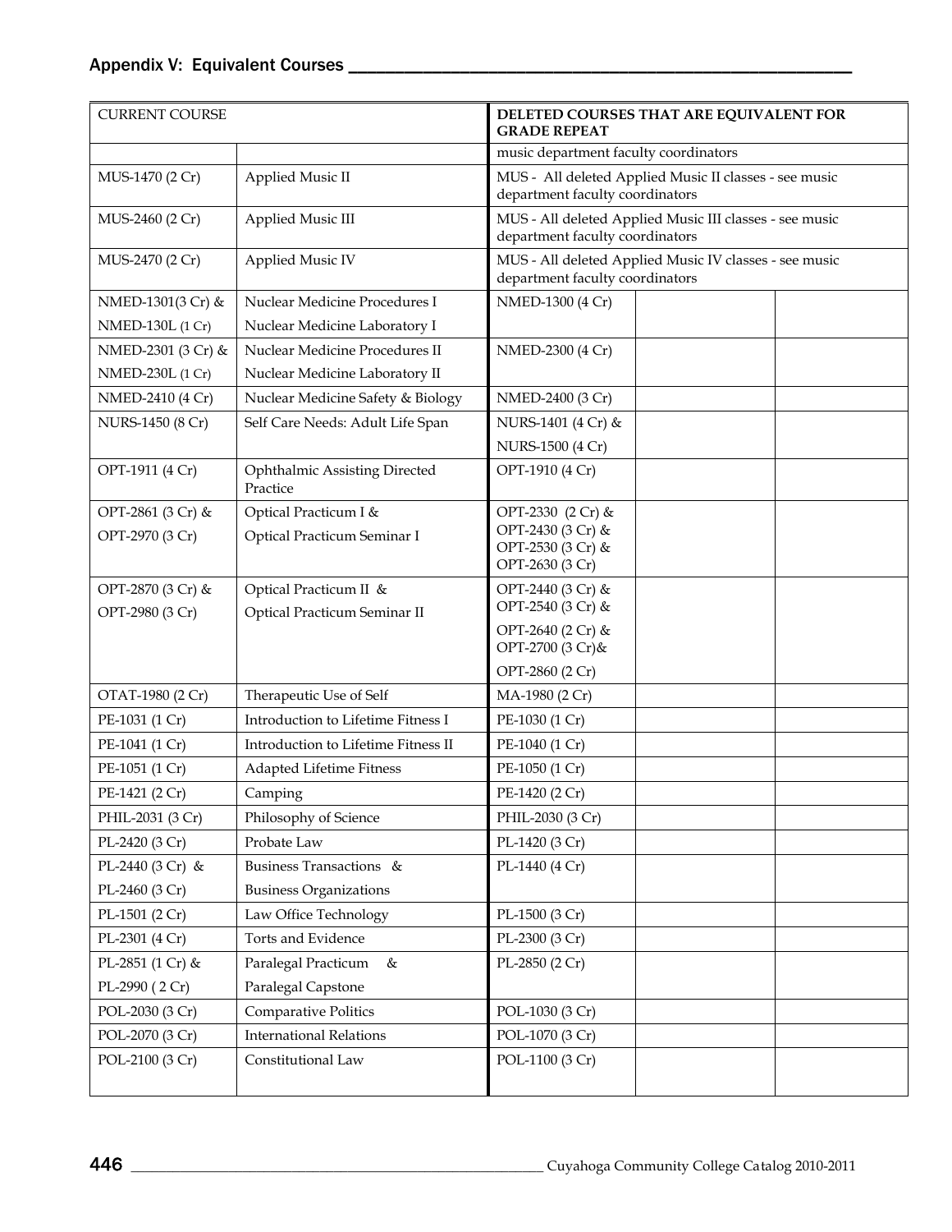## Appendix V: Equivalent Courses

| CURRENT COURSE | | **DELETED COURSES THAT ARE EQUIVALENT FOR GRADE REPEAT** | | |
|---|---|---|---|---|
| | | music department faculty coordinators | | |
| MUS-1470 (2 Cr) | Applied Music II | MUS - All deleted Applied Music II classes - see music department faculty coordinators | | |
| MUS-2460 (2 Cr) | Applied Music III | MUS - All deleted Applied Music III classes - see music department faculty coordinators | | |
| MUS-2470 (2 Cr) | Applied Music IV | MUS - All deleted Applied Music IV classes - see music department faculty coordinators | | |
| NMED-1301(3 Cr) & NMED-130L (1 Cr) | Nuclear Medicine Procedures I Nuclear Medicine Laboratory I | NMED-1300 (4 Cr) | | |
| NMED-2301 (3 Cr) & NMED-230L (1 Cr) | Nuclear Medicine Procedures II Nuclear Medicine Laboratory II | NMED-2300 (4 Cr) | | |
| NMED-2410 (4 Cr) | Nuclear Medicine Safety & Biology | NMED-2400 (3 Cr) | | |
| NURS-1450 (8 Cr) | Self Care Needs: Adult Life Span | NURS-1401 (4 Cr) & NURS-1500 (4 Cr) | | |
| OPT-1911 (4 Cr) | Ophthalmic Assisting Directed Practice | OPT-1910 (4 Cr) | | |
| OPT-2861 (3 Cr) & OPT-2970 (3 Cr) | Optical Practicum I & Optical Practicum Seminar I | OPT-2330 (2 Cr) & OPT-2430 (3 Cr) & OPT-2530 (3 Cr) & OPT-2630 (3 Cr) | | |
| OPT-2870 (3 Cr) & OPT-2980 (3 Cr) | Optical Practicum II & Optical Practicum Seminar II | OPT-2440 (3 Cr) & OPT-2540 (3 Cr) & OPT-2640 (2 Cr) & OPT-2700 (3 Cr)& OPT-2860 (2 Cr) | | |
| OTAT-1980 (2 Cr) | Therapeutic Use of Self | MA-1980 (2 Cr) | | |
| PE-1031 (1 Cr) | Introduction to Lifetime Fitness I | PE-1030 (1 Cr) | | |
| PE-1041 (1 Cr) | Introduction to Lifetime Fitness II | PE-1040 (1 Cr) | | |
| PE-1051 (1 Cr) | Adapted Lifetime Fitness | PE-1050 (1 Cr) | | |
| PE-1421 (2 Cr) | Camping | PE-1420 (2 Cr) | | |
| PHIL-2031 (3 Cr) | Philosophy of Science | PHIL-2030 (3 Cr) | | |
| PL-2420 (3 Cr) | Probate Law | PL-1420 (3 Cr) | | |
| PL-2440 (3 Cr) & PL-2460 (3 Cr) | Business Transactions & Business Organizations | PL-1440 (4 Cr) | | |
| PL-1501 (2 Cr) | Law Office Technology | PL-1500 (3 Cr) | | |
| PL-2301 (4 Cr) | Torts and Evidence | PL-2300 (3 Cr) | | |
| PL-2851 (1 Cr) & PL-2990 ( 2 Cr) | Paralegal Practicum & Paralegal Capstone | PL-2850 (2 Cr) | | |
| POL-2030 (3 Cr) | Comparative Politics | POL-1030 (3 Cr) | | |
| POL-2070 (3 Cr) | International Relations | POL-1070 (3 Cr) | | |
| POL-2100 (3 Cr) | Constitutional Law | POL-1100 (3 Cr) | | |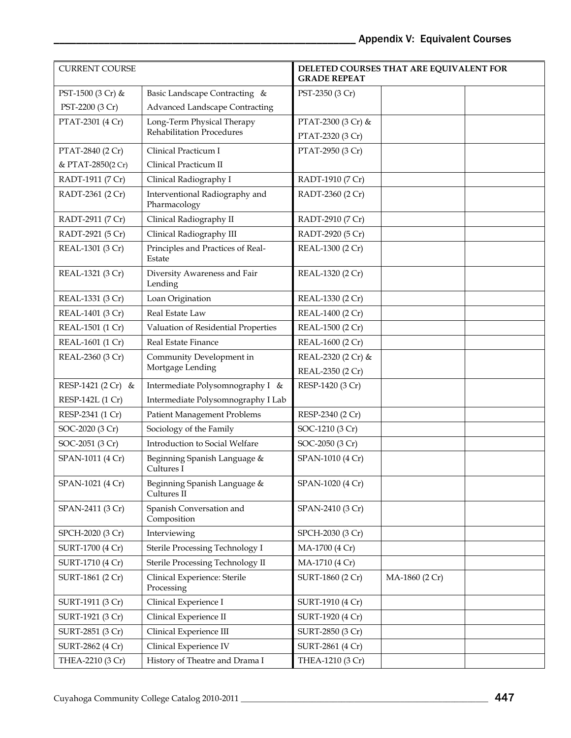| CURRENT COURSE | | DELETED COURSES THAT ARE EQUIVALENT FOR GRADE REPEAT | | |
|---|---|---|---|---|
| PST-1500 (3 Cr) & PST-2200 (3 Cr) | Basic Landscape Contracting & Advanced Landscape Contracting | PST-2350 (3 Cr) | | |
| PTAT-2301 (4 Cr) | Long-Term Physical Therapy Rehabilitation Procedures | PTAT-2300 (3 Cr) & PTAT-2320 (3 Cr) | | |
| PTAT-2840 (2 Cr) & PTAT-2850(2 Cr) | Clinical Practicum I Clinical Practicum II | PTAT-2950 (3 Cr) | | |
| RADT-1911 (7 Cr) | Clinical Radiography I | RADT-1910 (7 Cr) | | |
| RADT-2361 (2 Cr) | Interventional Radiography and Pharmacology | RADT-2360 (2 Cr) | | |
| RADT-2911 (7 Cr) | Clinical Radiography II | RADT-2910 (7 Cr) | | |
| RADT-2921 (5 Cr) | Clinical Radiography III | RADT-2920 (5 Cr) | | |
| REAL-1301 (3 Cr) | Principles and Practices of Real-Estate | REAL-1300 (2 Cr) | | |
| REAL-1321 (3 Cr) | Diversity Awareness and Fair Lending | REAL-1320 (2 Cr) | | |
| REAL-1331 (3 Cr) | Loan Origination | REAL-1330 (2 Cr) | | |
| REAL-1401 (3 Cr) | Real Estate Law | REAL-1400 (2 Cr) | | |
| REAL-1501 (1 Cr) | Valuation of Residential Properties | REAL-1500 (2 Cr) | | |
| REAL-1601 (1 Cr) | Real Estate Finance | REAL-1600 (2 Cr) | | |
| REAL-2360 (3 Cr) | Community Development in Mortgage Lending | REAL-2320 (2 Cr) & REAL-2350 (2 Cr) | | |
| RESP-1421 (2 Cr) & RESP-142L (1 Cr) | Intermediate Polysomnography I & Intermediate Polysomnography I Lab | RESP-1420 (3 Cr) | | |
| RESP-2341 (1 Cr) | Patient Management Problems | RESP-2340 (2 Cr) | | |
| SOC-2020 (3 Cr) | Sociology of the Family | SOC-1210 (3 Cr) | | |
| SOC-2051 (3 Cr) | Introduction to Social Welfare | SOC-2050 (3 Cr) | | |
| SPAN-1011 (4 Cr) | Beginning Spanish Language & Cultures I | SPAN-1010 (4 Cr) | | |
| SPAN-1021 (4 Cr) | Beginning Spanish Language & Cultures II | SPAN-1020 (4 Cr) | | |
| SPAN-2411 (3 Cr) | Spanish Conversation and Composition | SPAN-2410 (3 Cr) | | |
| SPCH-2020 (3 Cr) | Interviewing | SPCH-2030 (3 Cr) | | |
| SURT-1700 (4 Cr) | Sterile Processing Technology I | MA-1700 (4 Cr) | | |
| SURT-1710 (4 Cr) | Sterile Processing Technology II | MA-1710 (4 Cr) | | |
| SURT-1861 (2 Cr) | Clinical Experience: Sterile Processing | SURT-1860 (2 Cr) | MA-1860 (2 Cr) | |
| SURT-1911 (3 Cr) | Clinical Experience I | SURT-1910 (4 Cr) | | |
| SURT-1921 (3 Cr) | Clinical Experience II | SURT-1920 (4 Cr) | | |
| SURT-2851 (3 Cr) | Clinical Experience III | SURT-2850 (3 Cr) | | |
| SURT-2862 (4 Cr) | Clinical Experience IV | SURT-2861 (4 Cr) | | |
| THEA-2210 (3 Cr) | History of Theatre and Drama I | THEA-1210 (3 Cr) | | |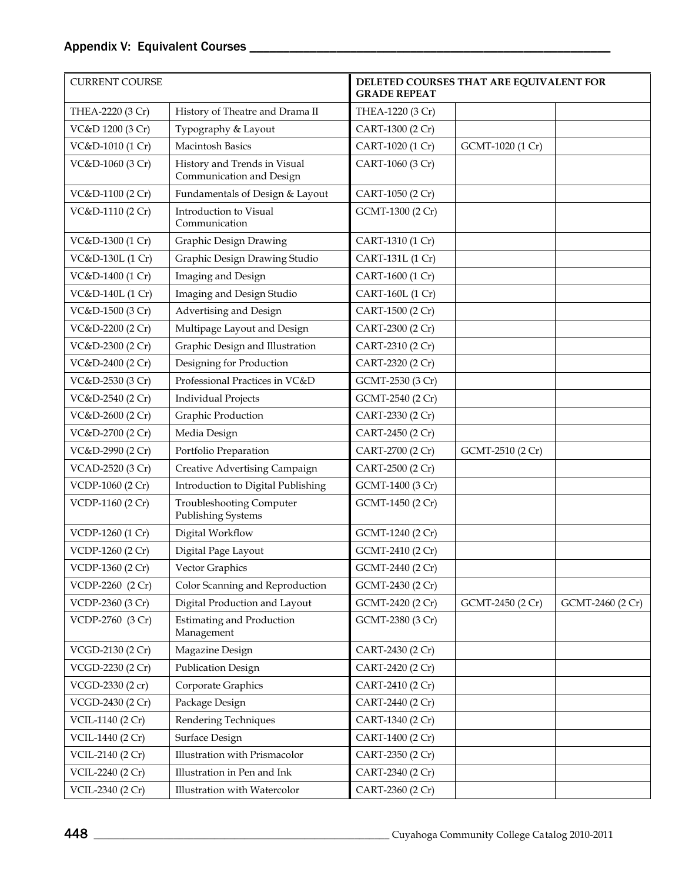## Appendix V: Equivalent Courses

| CURRENT COURSE | | DELETED COURSES THAT ARE EQUIVALENT FOR GRADE REPEAT | | |
|---|---|---|---|---|
| THEA-2220 (3 Cr) | History of Theatre and Drama II | THEA-1220 (3 Cr) | | |
| VC&D 1200 (3 Cr) | Typography & Layout | CART-1300 (2 Cr) | | |
| VC&D-1010 (1 Cr) | Macintosh Basics | CART-1020 (1 Cr) | GCMT-1020 (1 Cr) | |
| VC&D-1060 (3 Cr) | History and Trends in Visual Communication and Design | CART-1060 (3 Cr) | | |
| VC&D-1100 (2 Cr) | Fundamentals of Design & Layout | CART-1050 (2 Cr) | | |
| VC&D-1110 (2 Cr) | Introduction to Visual Communication | GCMT-1300 (2 Cr) | | |
| VC&D-1300 (1 Cr) | Graphic Design Drawing | CART-1310 (1 Cr) | | |
| VC&D-130L (1 Cr) | Graphic Design Drawing Studio | CART-131L (1 Cr) | | |
| VC&D-1400 (1 Cr) | Imaging and Design | CART-1600 (1 Cr) | | |
| VC&D-140L (1 Cr) | Imaging and Design Studio | CART-160L (1 Cr) | | |
| VC&D-1500 (3 Cr) | Advertising and Design | CART-1500 (2 Cr) | | |
| VC&D-2200 (2 Cr) | Multipage Layout and Design | CART-2300 (2 Cr) | | |
| VC&D-2300 (2 Cr) | Graphic Design and Illustration | CART-2310 (2 Cr) | | |
| VC&D-2400 (2 Cr) | Designing for Production | CART-2320 (2 Cr) | | |
| VC&D-2530 (3 Cr) | Professional Practices in VC&D | GCMT-2530 (3 Cr) | | |
| VC&D-2540 (2 Cr) | Individual Projects | GCMT-2540 (2 Cr) | | |
| VC&D-2600 (2 Cr) | Graphic Production | CART-2330 (2 Cr) | | |
| VC&D-2700 (2 Cr) | Media Design | CART-2450 (2 Cr) | | |
| VC&D-2990 (2 Cr) | Portfolio Preparation | CART-2700 (2 Cr) | GCMT-2510 (2 Cr) | |
| VCAD-2520 (3 Cr) | Creative Advertising Campaign | CART-2500 (2 Cr) | | |
| VCDP-1060 (2 Cr) | Introduction to Digital Publishing | GCMT-1400 (3 Cr) | | |
| VCDP-1160 (2 Cr) | Troubleshooting Computer Publishing Systems | GCMT-1450 (2 Cr) | | |
| VCDP-1260 (1 Cr) | Digital Workflow | GCMT-1240 (2 Cr) | | |
| VCDP-1260 (2 Cr) | Digital Page Layout | GCMT-2410 (2 Cr) | | |
| VCDP-1360 (2 Cr) | Vector Graphics | GCMT-2440 (2 Cr) | | |
| VCDP-2260 (2 Cr) | Color Scanning and Reproduction | GCMT-2430 (2 Cr) | | |
| VCDP-2360 (3 Cr) | Digital Production and Layout | GCMT-2420 (2 Cr) | GCMT-2450 (2 Cr) | GCMT-2460 (2 Cr) |
| VCDP-2760 (3 Cr) | Estimating and Production Management | GCMT-2380 (3 Cr) | | |
| VCGD-2130 (2 Cr) | Magazine Design | CART-2430 (2 Cr) | | |
| VCGD-2230 (2 Cr) | Publication Design | CART-2420 (2 Cr) | | |
| VCGD-2330 (2 cr) | Corporate Graphics | CART-2410 (2 Cr) | | |
| VCGD-2430 (2 Cr) | Package Design | CART-2440 (2 Cr) | | |
| VCIL-1140 (2 Cr) | Rendering Techniques | CART-1340 (2 Cr) | | |
| VCIL-1440 (2 Cr) | Surface Design | CART-1400 (2 Cr) | | |
| VCIL-2140 (2 Cr) | Illustration with Prismacolor | CART-2350 (2 Cr) | | |
| VCIL-2240 (2 Cr) | Illustration in Pen and Ink | CART-2340 (2 Cr) | | |
| VCIL-2340 (2 Cr) | Illustration with Watercolor | CART-2360 (2 Cr) | | |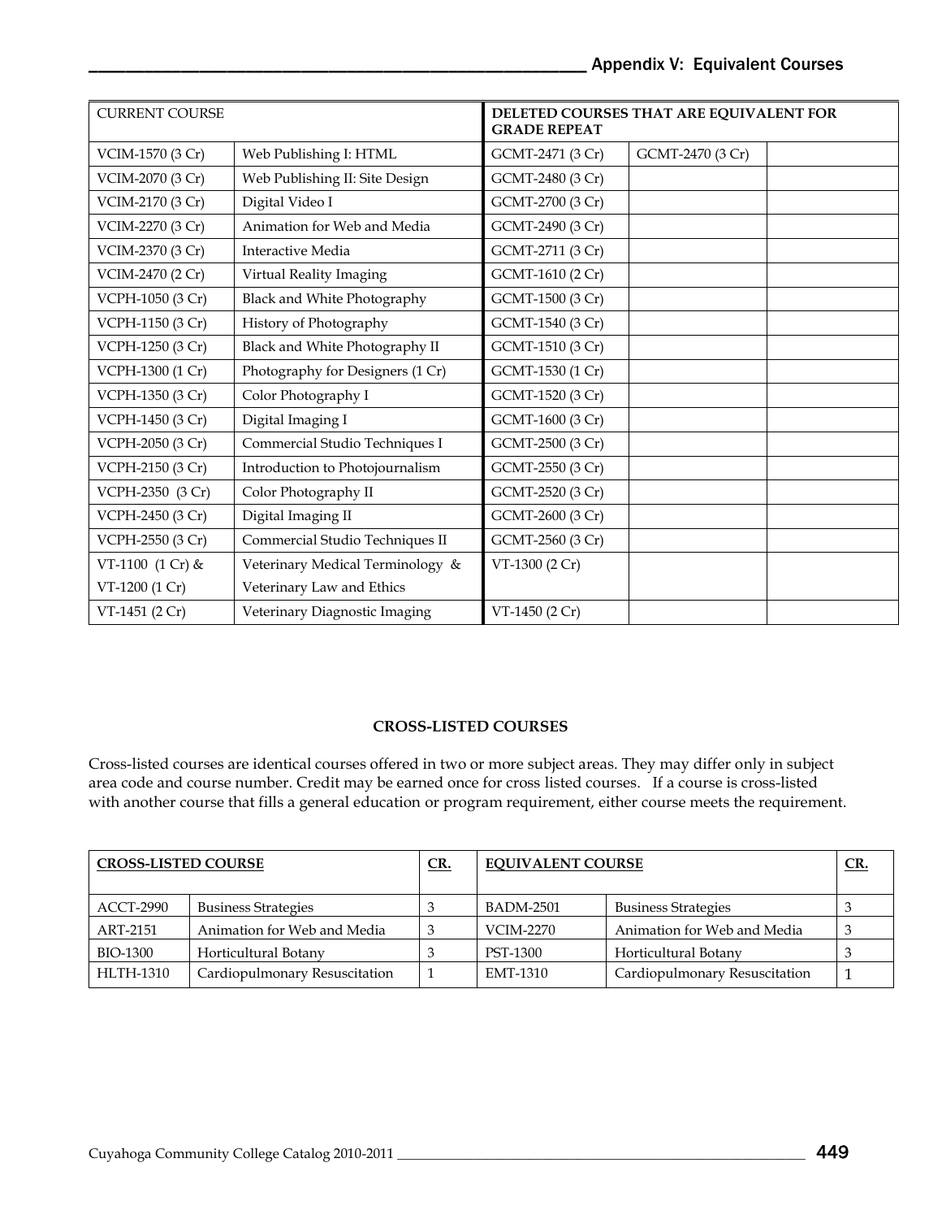| CURRENT COURSE | | DELETED COURSES THAT ARE EQUIVALENT FOR GRADE REPEAT | | |
|---|---|---|---|---|
| VCIM-1570 (3 Cr) | Web Publishing I: HTML | GCMT-2471 (3 Cr) | GCMT-2470 (3 Cr) | |
| VCIM-2070 (3 Cr) | Web Publishing II: Site Design | GCMT-2480 (3 Cr) | | |
| VCIM-2170 (3 Cr) | Digital Video I | GCMT-2700 (3 Cr) | | |
| VCIM-2270 (3 Cr) | Animation for Web and Media | GCMT-2490 (3 Cr) | | |
| VCIM-2370 (3 Cr) | Interactive Media | GCMT-2711 (3 Cr) | | |
| VCIM-2470 (2 Cr) | Virtual Reality Imaging | GCMT-1610 (2 Cr) | | |
| VCPH-1050 (3 Cr) | Black and White Photography | GCMT-1500 (3 Cr) | | |
| VCPH-1150 (3 Cr) | History of Photography | GCMT-1540 (3 Cr) | | |
| VCPH-1250 (3 Cr) | Black and White Photography II | GCMT-1510 (3 Cr) | | |
| VCPH-1300 (1 Cr) | Photography for Designers (1 Cr) | GCMT-1530 (1 Cr) | | |
| VCPH-1350 (3 Cr) | Color Photography I | GCMT-1520 (3 Cr) | | |
| VCPH-1450 (3 Cr) | Digital Imaging I | GCMT-1600 (3 Cr) | | |
| VCPH-2050 (3 Cr) | Commercial Studio Techniques I | GCMT-2500 (3 Cr) | | |
| VCPH-2150 (3 Cr) | Introduction to Photojournalism | GCMT-2550 (3 Cr) | | |
| VCPH-2350 (3 Cr) | Color Photography II | GCMT-2520 (3 Cr) | | |
| VCPH-2450 (3 Cr) | Digital Imaging II | GCMT-2600 (3 Cr) | | |
| VCPH-2550 (3 Cr) | Commercial Studio Techniques II | GCMT-2560 (3 Cr) | | |
| VT-1100 (1 Cr) & VT-1200 (1 Cr) | Veterinary Medical Terminology & Veterinary Law and Ethics | VT-1300 (2 Cr) | | |
| VT-1451 (2 Cr) | Veterinary Diagnostic Imaging | VT-1450 (2 Cr) | | |

## CROSS-LISTED COURSES

Cross-listed courses are identical courses offered in two or more subject areas. They may differ only in subject area code and course number. Credit may be earned once for cross listed courses. If a course is cross-listed with another course that fills a general education or program requirement, either course meets the requirement.

| CROSS-LISTED COURSE | | CR. | EQUIVALENT COURSE | | CR. |
|---|---|---|---|---|---|
| ACCT-2990 | Business Strategies | 3 | BADM-2501 | Business Strategies | 3 |
| ART-2151 | Animation for Web and Media | 3 | VCIM-2270 | Animation for Web and Media | 3 |
| BIO-1300 | Horticultural Botany | 3 | PST-1300 | Horticultural Botany | 3 |
| HLTH-1310 | Cardiopulmonary Resuscitation | 1 | EMT-1310 | Cardiopulmonary Resuscitation | 1 |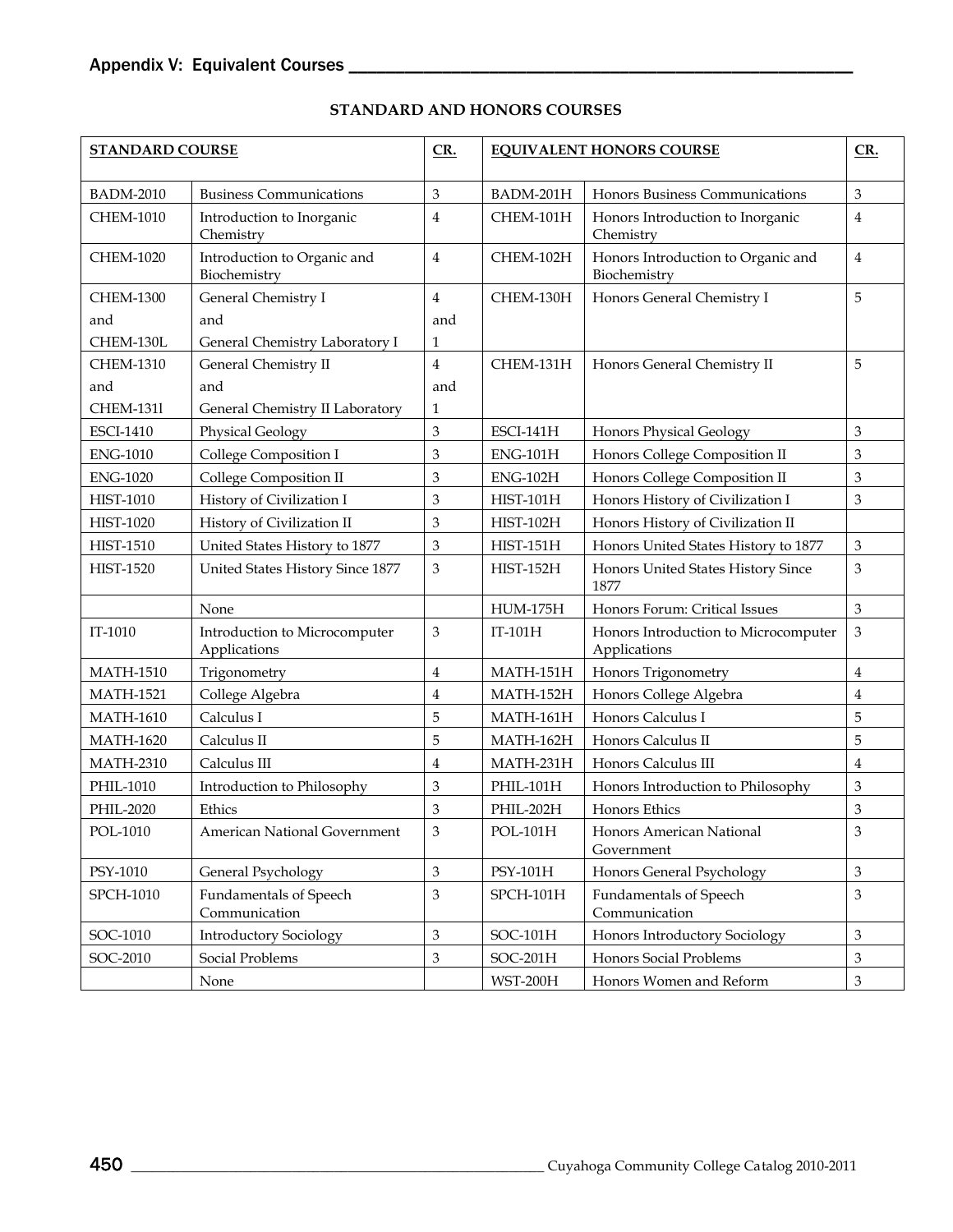## Appendix V: Equivalent Courses

**STANDARD AND HONORS COURSES**

| STANDARD COURSE | | CR. | EQUIVALENT HONORS COURSE | | CR. |
|---|---|---|---|---|---|
| BADM-2010 | Business Communications | 3 | BADM-201H | Honors Business Communications | 3 |
| CHEM-1010 | Introduction to Inorganic Chemistry | 4 | CHEM-101H | Honors Introduction to Inorganic Chemistry | 4 |
| CHEM-1020 | Introduction to Organic and Biochemistry | 4 | CHEM-102H | Honors Introduction to Organic and Biochemistry | 4 |
| CHEM-1300 and CHEM-130L | General Chemistry I and General Chemistry Laboratory I | 4 and 1 | CHEM-130H | Honors General Chemistry I | 5 |
| CHEM-1310 and CHEM-1311 | General Chemistry II and General Chemistry II Laboratory | 4 and 1 | CHEM-131H | Honors General Chemistry II | 5 |
| ESCI-1410 | Physical Geology | 3 | ESCI-141H | Honors Physical Geology | 3 |
| ENG-1010 | College Composition I | 3 | ENG-101H | Honors College Composition II | 3 |
| ENG-1020 | College Composition II | 3 | ENG-102H | Honors College Composition II | 3 |
| HIST-1010 | History of Civilization I | 3 | HIST-101H | Honors History of Civilization I | 3 |
| HIST-1020 | History of Civilization II | 3 | HIST-102H | Honors History of Civilization II | |
| HIST-1510 | United States History to 1877 | 3 | HIST-151H | Honors United States History to 1877 | 3 |
| HIST-1520 | United States History Since 1877 | 3 | HIST-152H | Honors United States History Since 1877 | 3 |
| | None | | HUM-175H | Honors Forum: Critical Issues | 3 |
| IT-1010 | Introduction to Microcomputer Applications | 3 | IT-101H | Honors Introduction to Microcomputer Applications | 3 |
| MATH-1510 | Trigonometry | 4 | MATH-151H | Honors Trigonometry | 4 |
| MATH-1521 | College Algebra | 4 | MATH-152H | Honors College Algebra | 4 |
| MATH-1610 | Calculus I | 5 | MATH-161H | Honors Calculus I | 5 |
| MATH-1620 | Calculus II | 5 | MATH-162H | Honors Calculus II | 5 |
| MATH-2310 | Calculus III | 4 | MATH-231H | Honors Calculus III | 4 |
| PHIL-1010 | Introduction to Philosophy | 3 | PHIL-101H | Honors Introduction to Philosophy | 3 |
| PHIL-2020 | Ethics | 3 | PHIL-202H | Honors Ethics | 3 |
| POL-1010 | American National Government | 3 | POL-101H | Honors American National Government | 3 |
| PSY-1010 | General Psychology | 3 | PSY-101H | Honors General Psychology | 3 |
| SPCH-1010 | Fundamentals of Speech Communication | 3 | SPCH-101H | Fundamentals of Speech Communication | 3 |
| SOC-1010 | Introductory Sociology | 3 | SOC-101H | Honors Introductory Sociology | 3 |
| SOC-2010 | Social Problems | 3 | SOC-201H | Honors Social Problems | 3 |
| | None | | WST-200H | Honors Women and Reform | 3 |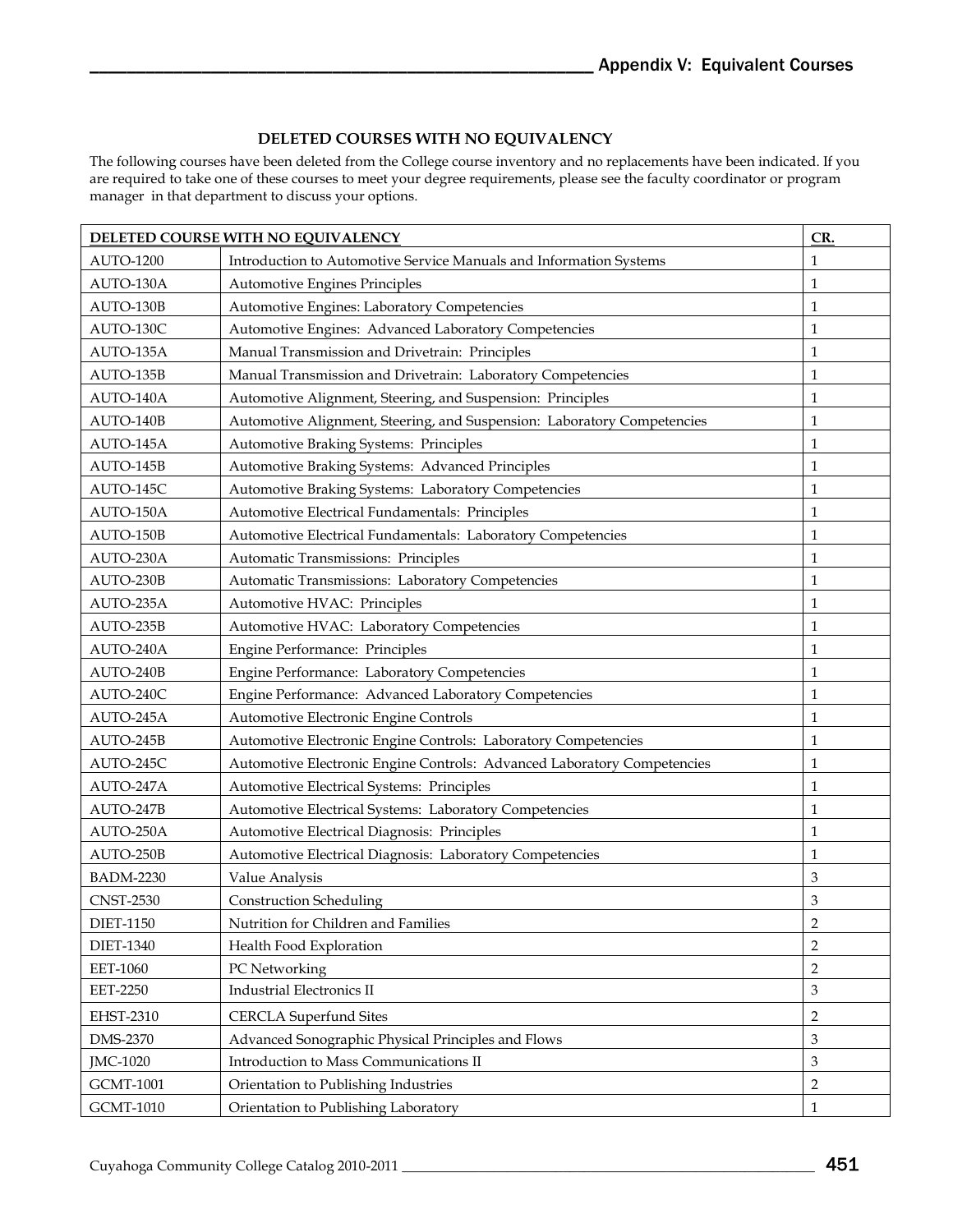## DELETED COURSES WITH NO EQUIVALENCY

The following courses have been deleted from the College course inventory and no replacements have been indicated. If you are required to take one of these courses to meet your degree requirements, please see the faculty coordinator or program manager in that department to discuss your options.

| DELETED COURSE WITH NO EQUIVALENCY | | CR. |
|---|---|---|
| AUTO-1200 | Introduction to Automotive Service Manuals and Information Systems | 1 |
| AUTO-130A | Automotive Engines Principles | 1 |
| AUTO-130B | Automotive Engines: Laboratory Competencies | 1 |
| AUTO-130C | Automotive Engines: Advanced Laboratory Competencies | 1 |
| AUTO-135A | Manual Transmission and Drivetrain: Principles | 1 |
| AUTO-135B | Manual Transmission and Drivetrain: Laboratory Competencies | 1 |
| AUTO-140A | Automotive Alignment, Steering, and Suspension: Principles | 1 |
| AUTO-140B | Automotive Alignment, Steering, and Suspension: Laboratory Competencies | 1 |
| AUTO-145A | Automotive Braking Systems: Principles | 1 |
| AUTO-145B | Automotive Braking Systems: Advanced Principles | 1 |
| AUTO-145C | Automotive Braking Systems: Laboratory Competencies | 1 |
| AUTO-150A | Automotive Electrical Fundamentals: Principles | 1 |
| AUTO-150B | Automotive Electrical Fundamentals: Laboratory Competencies | 1 |
| AUTO-230A | Automatic Transmissions: Principles | 1 |
| AUTO-230B | Automatic Transmissions: Laboratory Competencies | 1 |
| AUTO-235A | Automotive HVAC: Principles | 1 |
| AUTO-235B | Automotive HVAC: Laboratory Competencies | 1 |
| AUTO-240A | Engine Performance: Principles | 1 |
| AUTO-240B | Engine Performance: Laboratory Competencies | 1 |
| AUTO-240C | Engine Performance: Advanced Laboratory Competencies | 1 |
| AUTO-245A | Automotive Electronic Engine Controls | 1 |
| AUTO-245B | Automotive Electronic Engine Controls: Laboratory Competencies | 1 |
| AUTO-245C | Automotive Electronic Engine Controls: Advanced Laboratory Competencies | 1 |
| AUTO-247A | Automotive Electrical Systems: Principles | 1 |
| AUTO-247B | Automotive Electrical Systems: Laboratory Competencies | 1 |
| AUTO-250A | Automotive Electrical Diagnosis: Principles | 1 |
| AUTO-250B | Automotive Electrical Diagnosis: Laboratory Competencies | 1 |
| BADM-2230 | Value Analysis | 3 |
| CNST-2530 | Construction Scheduling | 3 |
| DIET-1150 | Nutrition for Children and Families | 2 |
| DIET-1340 | Health Food Exploration | 2 |
| EET-1060 | PC Networking | 2 |
| EET-2250 | Industrial Electronics II | 3 |
| EHST-2310 | CERCLA Superfund Sites | 2 |
| DMS-2370 | Advanced Sonographic Physical Principles and Flows | 3 |
| JMC-1020 | Introduction to Mass Communications II | 3 |
| GCMT-1001 | Orientation to Publishing Industries | 2 |
| GCMT-1010 | Orientation to Publishing Laboratory | 1 |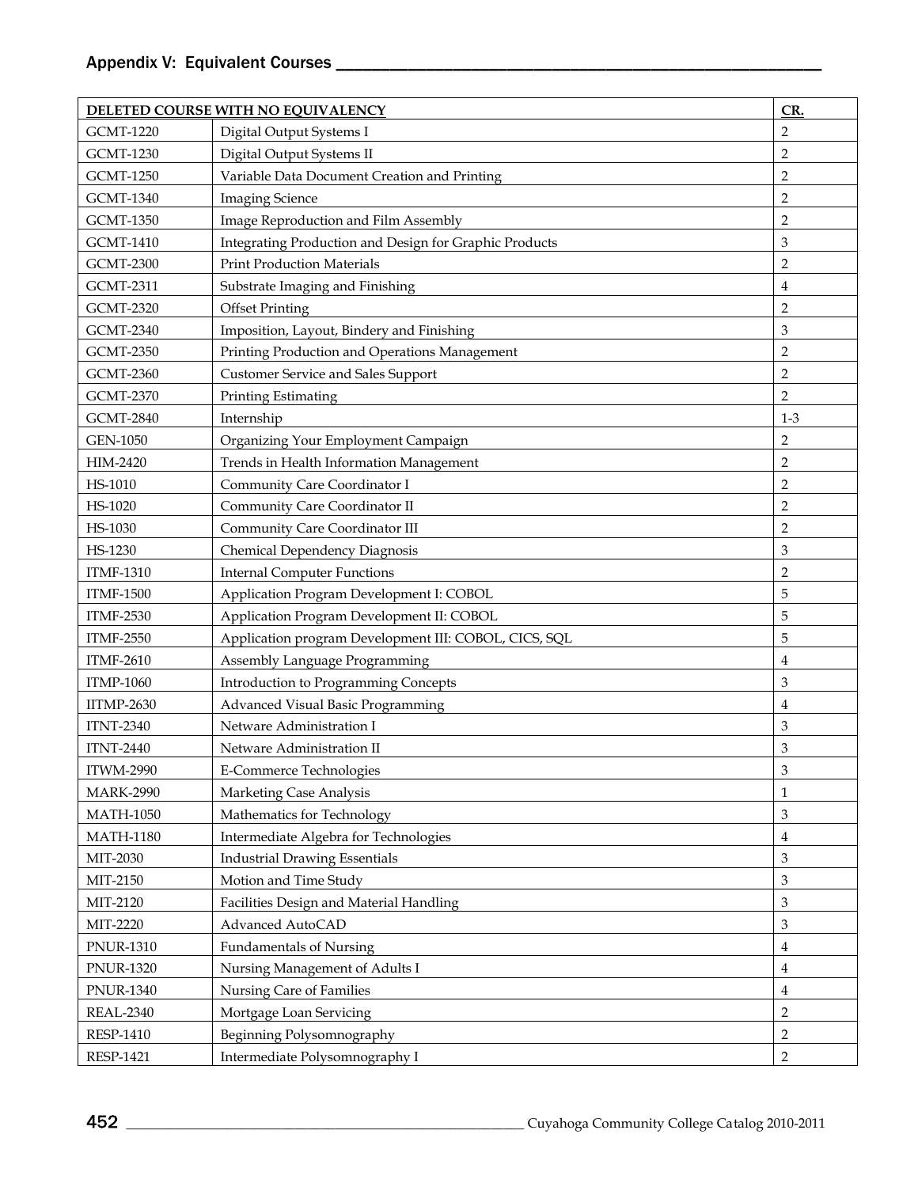## Appendix V: Equivalent Courses

| DELETED COURSE WITH NO EQUIVALENCY | | CR. |
|---|---|---|
| GCMT-1220 | Digital Output Systems I | 2 |
| GCMT-1230 | Digital Output Systems II | 2 |
| GCMT-1250 | Variable Data Document Creation and Printing | 2 |
| GCMT-1340 | Imaging Science | 2 |
| GCMT-1350 | Image Reproduction and Film Assembly | 2 |
| GCMT-1410 | Integrating Production and Design for Graphic Products | 3 |
| GCMT-2300 | Print Production Materials | 2 |
| GCMT-2311 | Substrate Imaging and Finishing | 4 |
| GCMT-2320 | Offset Printing | 2 |
| GCMT-2340 | Imposition, Layout, Bindery and Finishing | 3 |
| GCMT-2350 | Printing Production and Operations Management | 2 |
| GCMT-2360 | Customer Service and Sales Support | 2 |
| GCMT-2370 | Printing Estimating | 2 |
| GCMT-2840 | Internship | 1-3 |
| GEN-1050 | Organizing Your Employment Campaign | 2 |
| HIM-2420 | Trends in Health Information Management | 2 |
| HS-1010 | Community Care Coordinator I | 2 |
| HS-1020 | Community Care Coordinator II | 2 |
| HS-1030 | Community Care Coordinator III | 2 |
| HS-1230 | Chemical Dependency Diagnosis | 3 |
| ITMF-1310 | Internal Computer Functions | 2 |
| ITMF-1500 | Application Program Development I: COBOL | 5 |
| ITMF-2530 | Application Program Development II: COBOL | 5 |
| ITMF-2550 | Application program Development III: COBOL, CICS, SQL | 5 |
| ITMF-2610 | Assembly Language Programming | 4 |
| ITMP-1060 | Introduction to Programming Concepts | 3 |
| IITMP-2630 | Advanced Visual Basic Programming | 4 |
| ITNT-2340 | Netware Administration I | 3 |
| ITNT-2440 | Netware Administration II | 3 |
| ITWM-2990 | E-Commerce Technologies | 3 |
| MARK-2990 | Marketing Case Analysis | 1 |
| MATH-1050 | Mathematics for Technology | 3 |
| MATH-1180 | Intermediate Algebra for Technologies | 4 |
| MIT-2030 | Industrial Drawing Essentials | 3 |
| MIT-2150 | Motion and Time Study | 3 |
| MIT-2120 | Facilities Design and Material Handling | 3 |
| MIT-2220 | Advanced AutoCAD | 3 |
| PNUR-1310 | Fundamentals of Nursing | 4 |
| PNUR-1320 | Nursing Management of Adults I | 4 |
| PNUR-1340 | Nursing Care of Families | 4 |
| REAL-2340 | Mortgage Loan Servicing | 2 |
| RESP-1410 | Beginning Polysomnography | 2 |
| RESP-1421 | Intermediate Polysomnography I | 2 |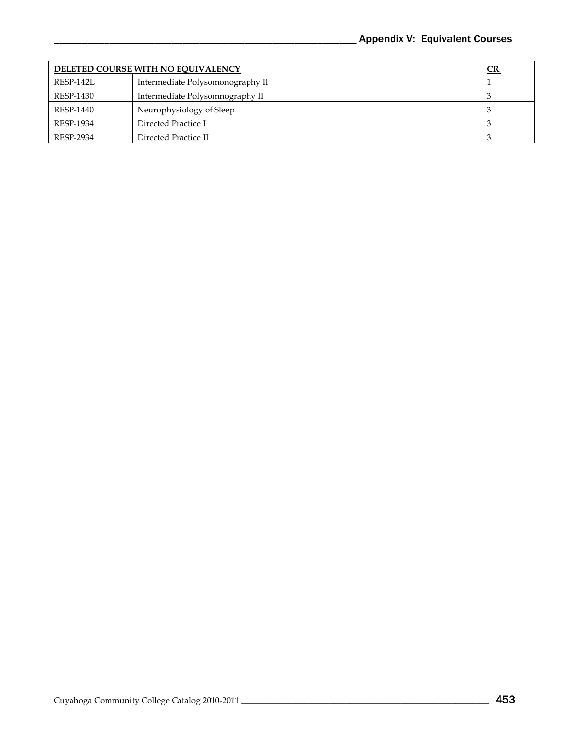| DELETED COURSE WITH NO EQUIVALENCY | | CR. |
|---|---|---|
| RESP-142L | Intermediate Polysomonography II | 1 |
| RESP-1430 | Intermediate Polysomnography II | 3 |
| RESP-1440 | Neurophysiology of Sleep | 3 |
| RESP-1934 | Directed Practice I | 3 |
| RESP-2934 | Directed Practice II | 3 |